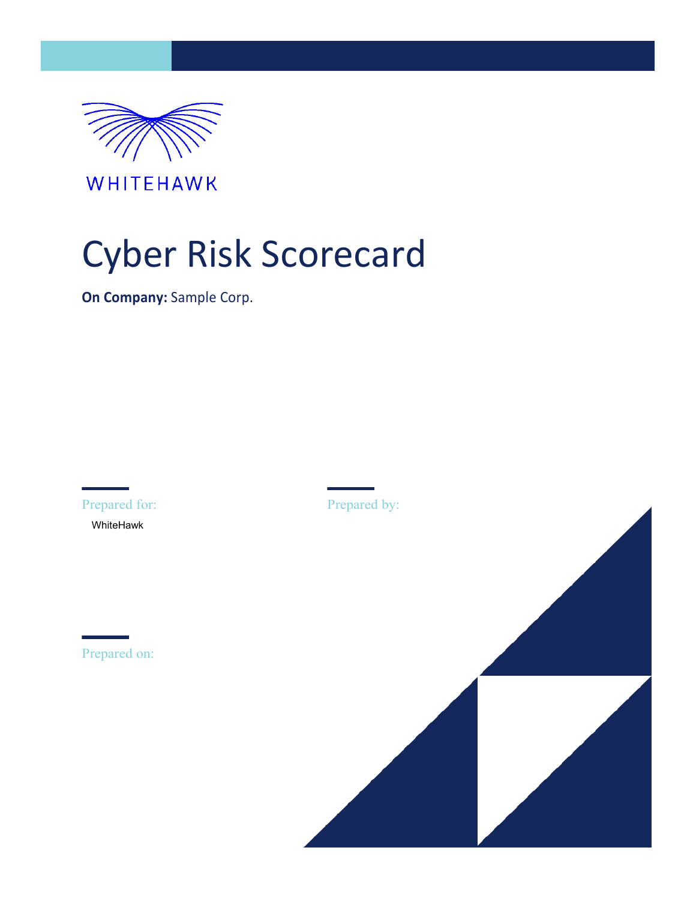WHITEHAWK

# Cyber Risk Scorecard

**On Company:** Sample Corp.

Prepared for:

WhiteHawk

Prepared by:

Prepared on: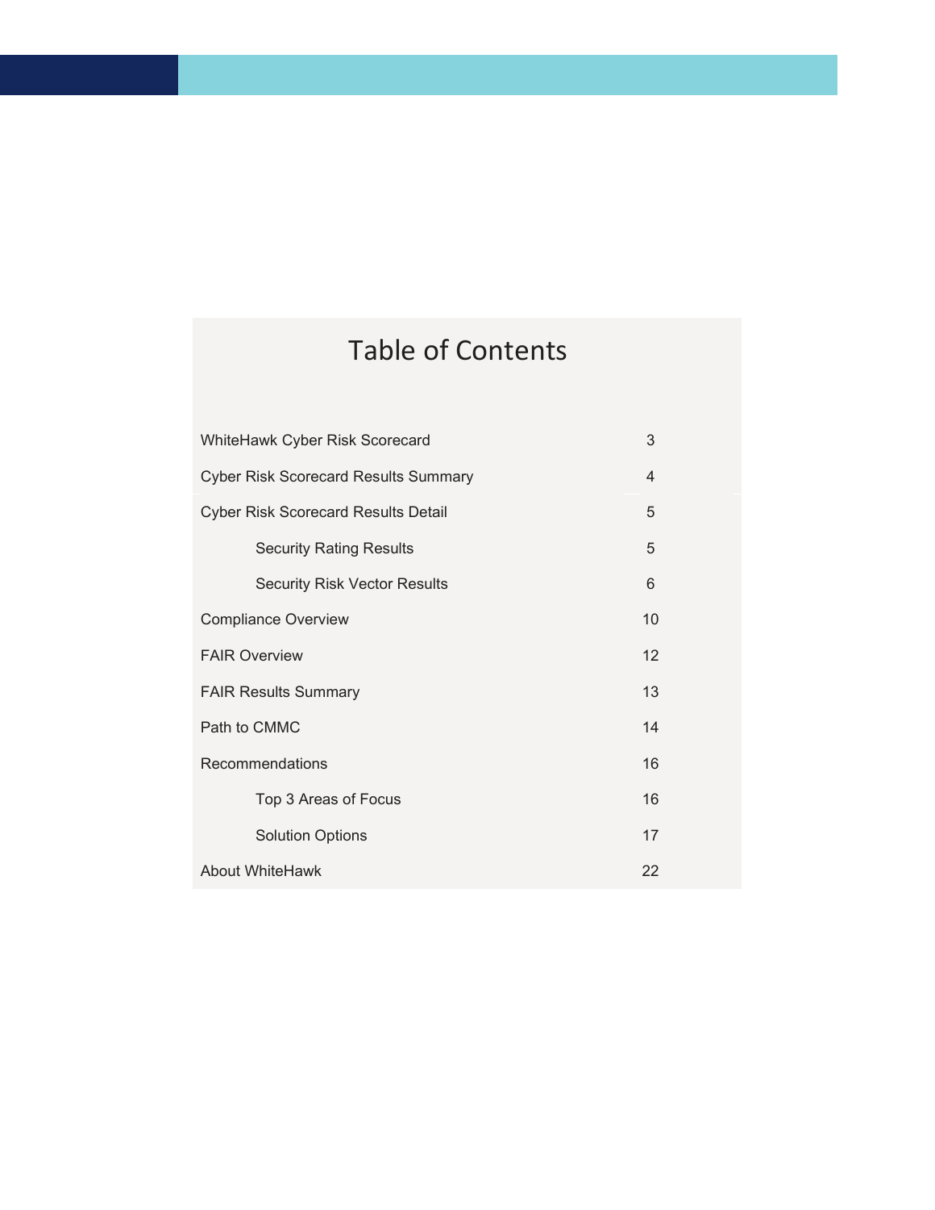# Table of Contents

| Section | Page |
|---|---|
| WhiteHawk Cyber Risk Scorecard | 3 |
| Cyber Risk Scorecard Results Summary | 4 |
| Cyber Risk Scorecard Results Detail | 5 |
| &nbsp;&nbsp;&nbsp;&nbsp;Security Rating Results | 5 |
| &nbsp;&nbsp;&nbsp;&nbsp;Security Risk Vector Results | 6 |
| Compliance Overview | 10 |
| FAIR Overview | 12 |
| FAIR Results Summary | 13 |
| Path to CMMC | 14 |
| Recommendations | 16 |
| &nbsp;&nbsp;&nbsp;&nbsp;Top 3 Areas of Focus | 16 |
| &nbsp;&nbsp;&nbsp;&nbsp;Solution Options | 17 |
| About WhiteHawk | 22 |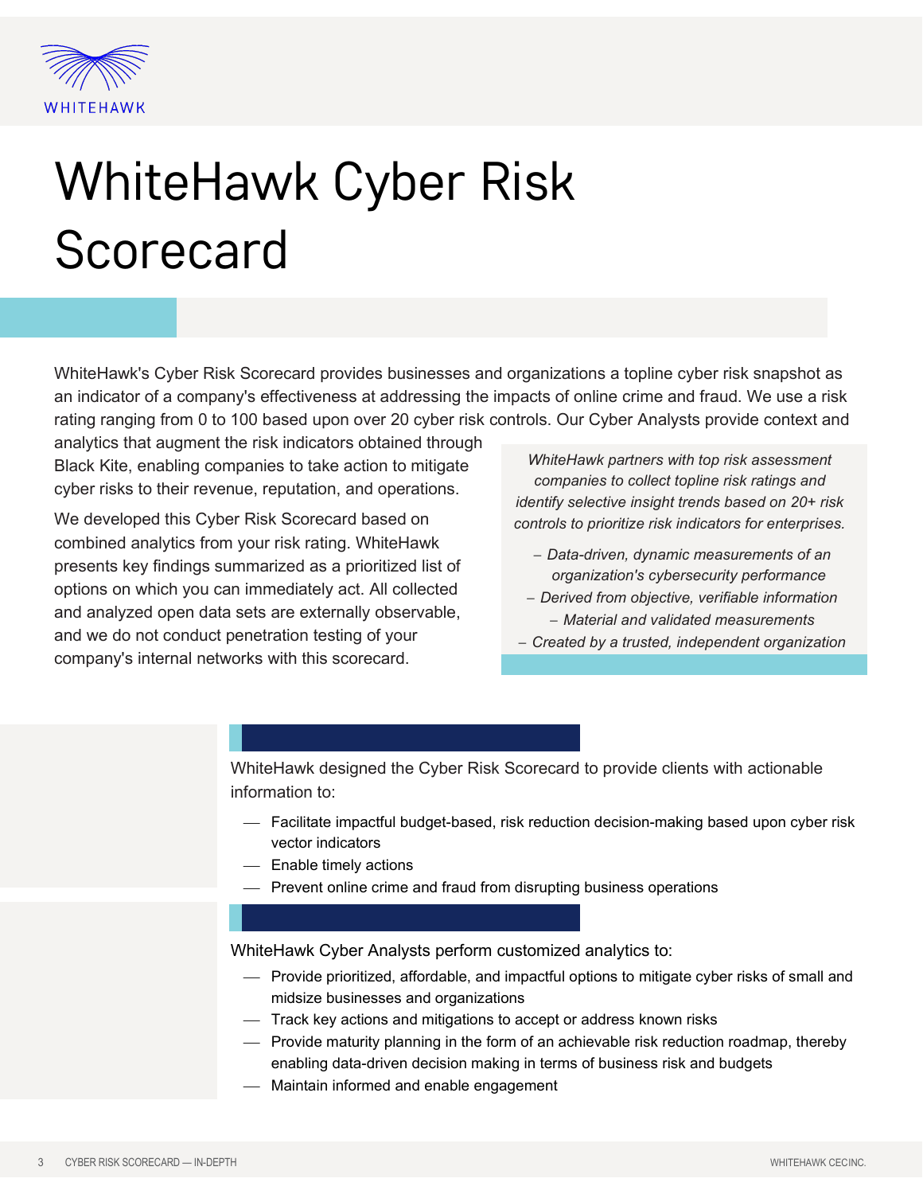# WhiteHawk Cyber Risk Scorecard

WhiteHawk's Cyber Risk Scorecard provides businesses and organizations a topline cyber risk snapshot as an indicator of a company's effectiveness at addressing the impacts of online crime and fraud. We use a risk rating ranging from 0 to 100 based upon over 20 cyber risk controls. Our Cyber Analysts provide context and analytics that augment the risk indicators obtained through Black Kite, enabling companies to take action to mitigate cyber risks to their revenue, reputation, and operations.

We developed this Cyber Risk Scorecard based on combined analytics from your risk rating. WhiteHawk presents key findings summarized as a prioritized list of options on which you can immediately act. All collected and analyzed open data sets are externally observable, and we do not conduct penetration testing of your company's internal networks with this scorecard.

*WhiteHawk partners with top risk assessment companies to collect topline risk ratings and identify selective insight trends based on 20+ risk controls to prioritize risk indicators for enterprises.*

- *Data-driven, dynamic measurements of an organization's cybersecurity performance*
- *Derived from objective, verifiable information*
- *Material and validated measurements*
- *Created by a trusted, independent organization*

WhiteHawk designed the Cyber Risk Scorecard to provide clients with actionable information to:

- Facilitate impactful budget-based, risk reduction decision-making based upon cyber risk vector indicators
- Enable timely actions
- Prevent online crime and fraud from disrupting business operations

WhiteHawk Cyber Analysts perform customized analytics to:

- Provide prioritized, affordable, and impactful options to mitigate cyber risks of small and midsize businesses and organizations
- Track key actions and mitigations to accept or address known risks
- Provide maturity planning in the form of an achievable risk reduction roadmap, thereby enabling data-driven decision making in terms of business risk and budgets
- Maintain informed and enable engagement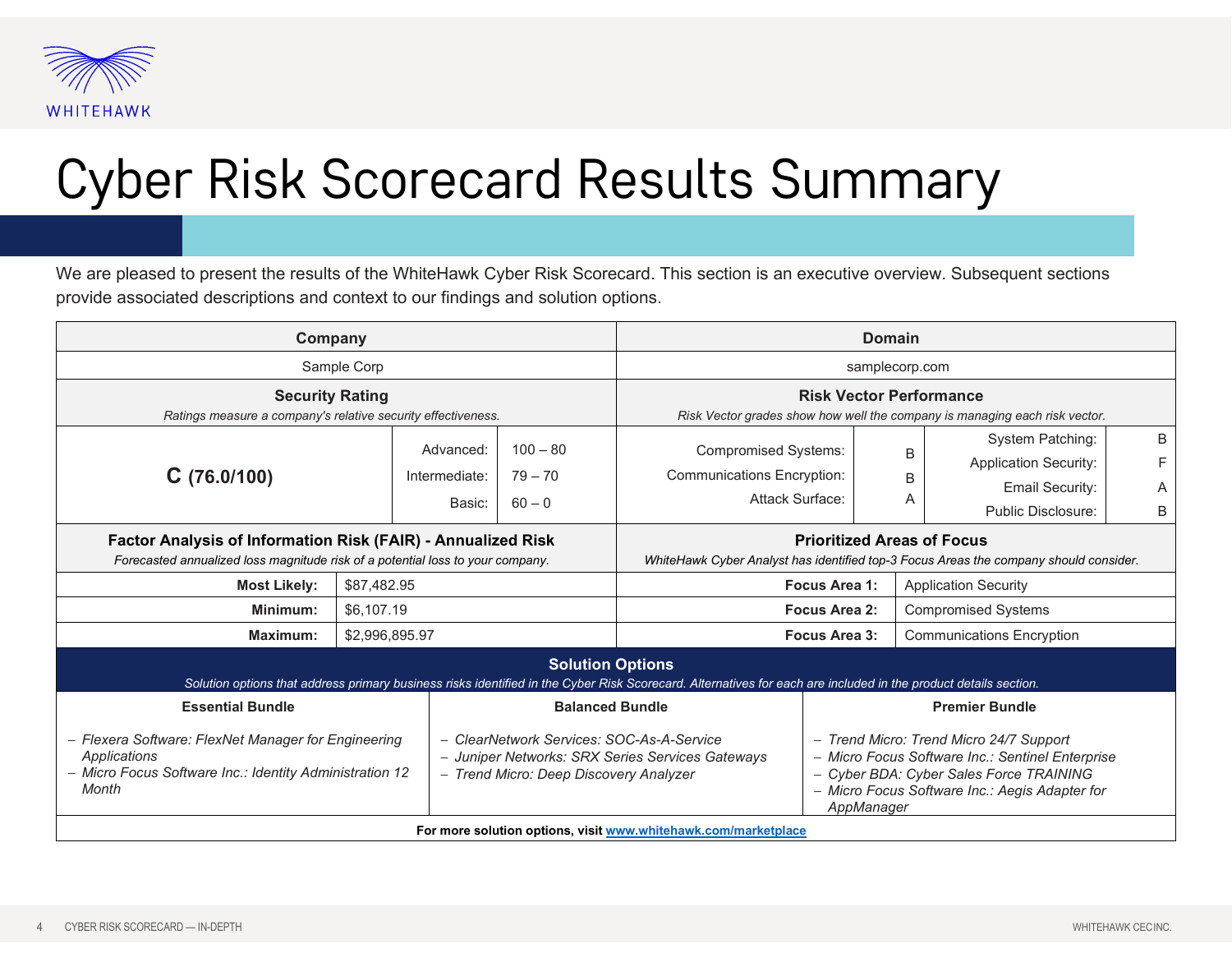# Cyber Risk Scorecard Results Summary

We are pleased to present the results of the WhiteHawk Cyber Risk Scorecard. This section is an executive overview. Subsequent sections provide associated descriptions and context to our findings and solution options.

| **Company** | **Domain** |
|---|---|
| Sample Corp | samplecorp.com |

**Security Rating**

*Ratings measure a company's relative security effectiveness.*

| Rating | Level | Range |
|---|---|---|
| **C** (76.0/100) | Advanced: | 100 – 80 |
| | Intermediate: | 79 – 70 |
| | Basic: | 60 – 0 |

**Risk Vector Performance**

*Risk Vector grades show how well the company is managing each risk vector.*

| Risk Vector | Grade | Risk Vector | Grade |
|---|---|---|---|
| Compromised Systems: | B | System Patching: | B |
| Communications Encryption: | B | Application Security: | F |
| Attack Surface: | A | Email Security: | A |
| | | Public Disclosure: | B |

**Factor Analysis of Information Risk (FAIR) - Annualized Risk**

*Forecasted annualized loss magnitude risk of a potential loss to your company.*

| | |
|---|---|
| **Most Likely:** | $87,482.95 |
| **Minimum:** | $6,107.19 |
| **Maximum:** | $2,996,895.97 |

**Prioritized Areas of Focus**

*WhiteHawk Cyber Analyst has identified top-3 Focus Areas the company should consider.*

| | |
|---|---|
| **Focus Area 1:** | Application Security |
| **Focus Area 2:** | Compromised Systems |
| **Focus Area 3:** | Communications Encryption |

## Solution Options

*Solution options that address primary business risks identified in the Cyber Risk Scorecard. Alternatives for each are included in the product details section.*

**Essential Bundle**

- *Flexera Software: FlexNet Manager for Engineering Applications*
- *Micro Focus Software Inc.: Identity Administration 12 Month*

**Balanced Bundle**

- *ClearNetwork Services: SOC-As-A-Service*
- *Juniper Networks: SRX Series Services Gateways*
- *Trend Micro: Deep Discovery Analyzer*

**Premier Bundle**

- *Trend Micro: Trend Micro 24/7 Support*
- *Micro Focus Software Inc.: Sentinel Enterprise*
- *Cyber BDA: Cyber Sales Force TRAINING*
- *Micro Focus Software Inc.: Aegis Adapter for AppManager*

**For more solution options, visit [www.whitehawk.com/marketplace](www.whitehawk.com/marketplace)**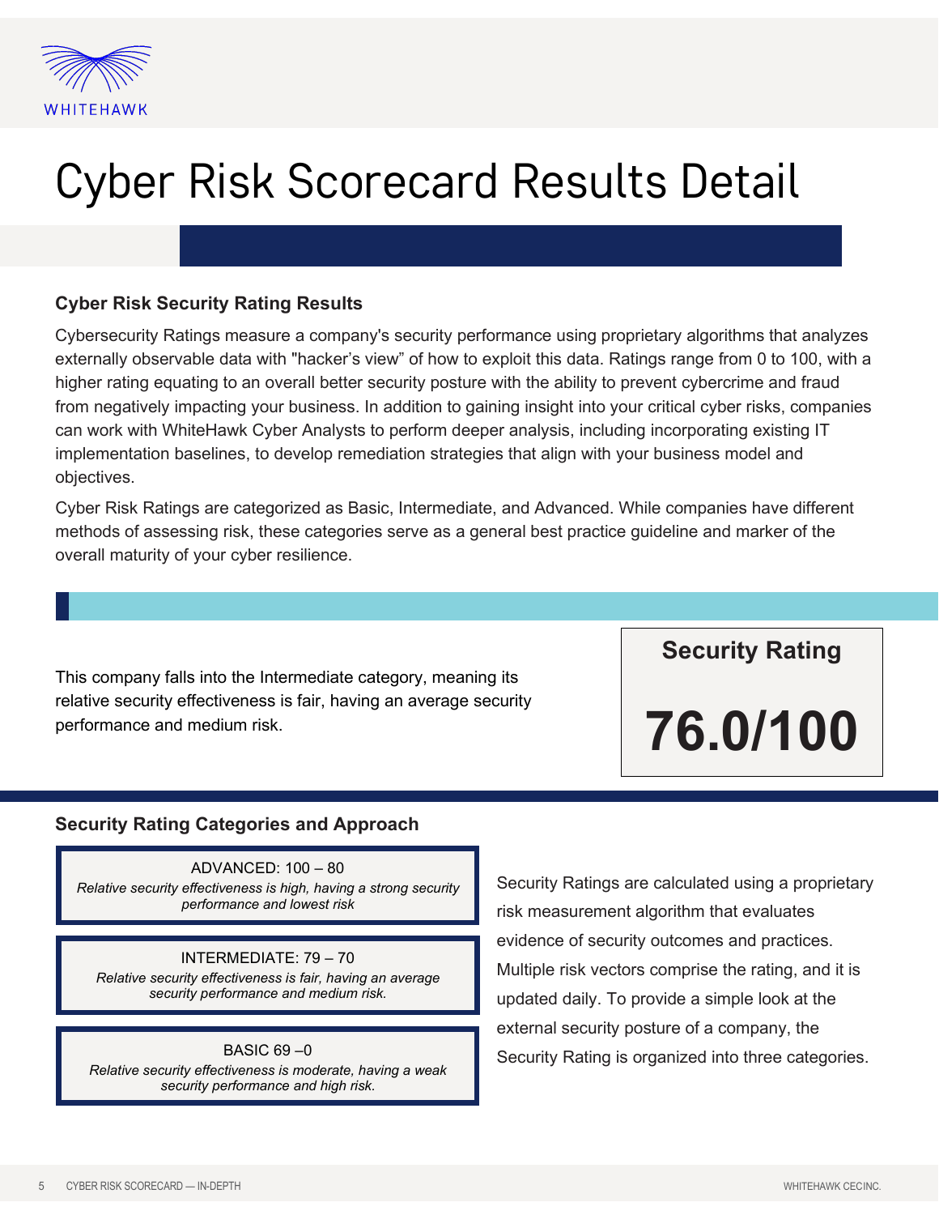# Cyber Risk Scorecard Results Detail

### Cyber Risk Security Rating Results

Cybersecurity Ratings measure a company's security performance using proprietary algorithms that analyzes externally observable data with "hacker's view" of how to exploit this data. Ratings range from 0 to 100, with a higher rating equating to an overall better security posture with the ability to prevent cybercrime and fraud from negatively impacting your business. In addition to gaining insight into your critical cyber risks, companies can work with WhiteHawk Cyber Analysts to perform deeper analysis, including incorporating existing IT implementation baselines, to develop remediation strategies that align with your business model and objectives.

Cyber Risk Ratings are categorized as Basic, Intermediate, and Advanced. While companies have different methods of assessing risk, these categories serve as a general best practice guideline and marker of the overall maturity of your cyber resilience.

This company falls into the Intermediate category, meaning its relative security effectiveness is fair, having an average security performance and medium risk.

**Security Rating**

**76.0/100**

### Security Rating Categories and Approach

ADVANCED: 100 – 80
*Relative security effectiveness is high, having a strong security performance and lowest risk*

INTERMEDIATE: 79 – 70
*Relative security effectiveness is fair, having an average security performance and medium risk.*

BASIC 69 –0
*Relative security effectiveness is moderate, having a weak security performance and high risk.*

Security Ratings are calculated using a proprietary risk measurement algorithm that evaluates evidence of security outcomes and practices. Multiple risk vectors comprise the rating, and it is updated daily. To provide a simple look at the external security posture of a company, the Security Rating is organized into three categories.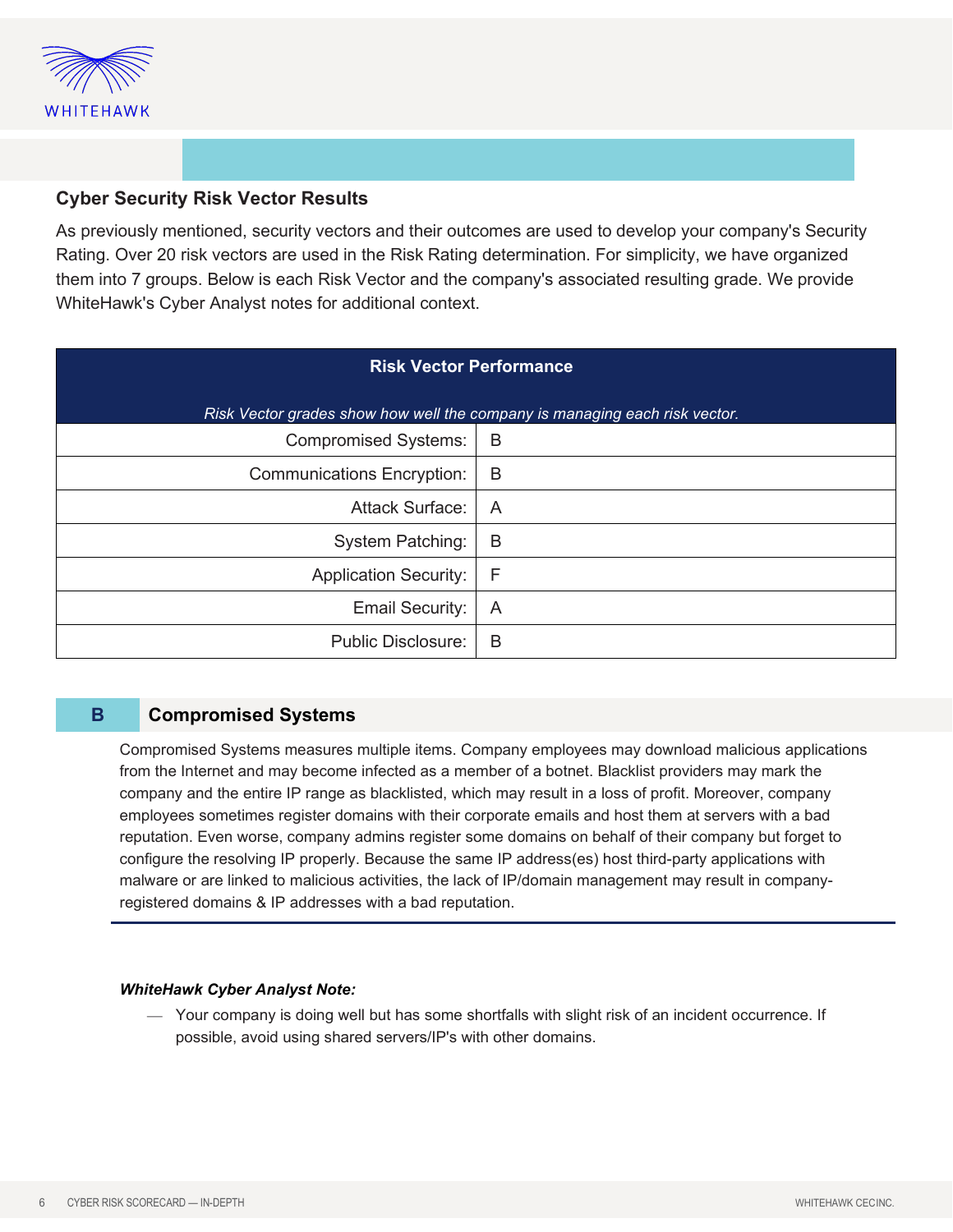## Cyber Security Risk Vector Results

As previously mentioned, security vectors and their outcomes are used to develop your company's Security Rating. Over 20 risk vectors are used in the Risk Rating determination. For simplicity, we have organized them into 7 groups. Below is each Risk Vector and the company's associated resulting grade. We provide WhiteHawk's Cyber Analyst notes for additional context.

| **Risk Vector Performance** *Risk Vector grades show how well the company is managing each risk vector.* | |
|---|---|
| Compromised Systems: | B |
| Communications Encryption: | B |
| Attack Surface: | A |
| System Patching: | B |
| Application Security: | F |
| Email Security: | A |
| Public Disclosure: | B |

### B Compromised Systems

Compromised Systems measures multiple items. Company employees may download malicious applications from the Internet and may become infected as a member of a botnet. Blacklist providers may mark the company and the entire IP range as blacklisted, which may result in a loss of profit. Moreover, company employees sometimes register domains with their corporate emails and host them at servers with a bad reputation. Even worse, company admins register some domains on behalf of their company but forget to configure the resolving IP properly. Because the same IP address(es) host third-party applications with malware or are linked to malicious activities, the lack of IP/domain management may result in company-registered domains & IP addresses with a bad reputation.

***WhiteHawk Cyber Analyst Note:***

- Your company is doing well but has some shortfalls with slight risk of an incident occurrence. If possible, avoid using shared servers/IP's with other domains.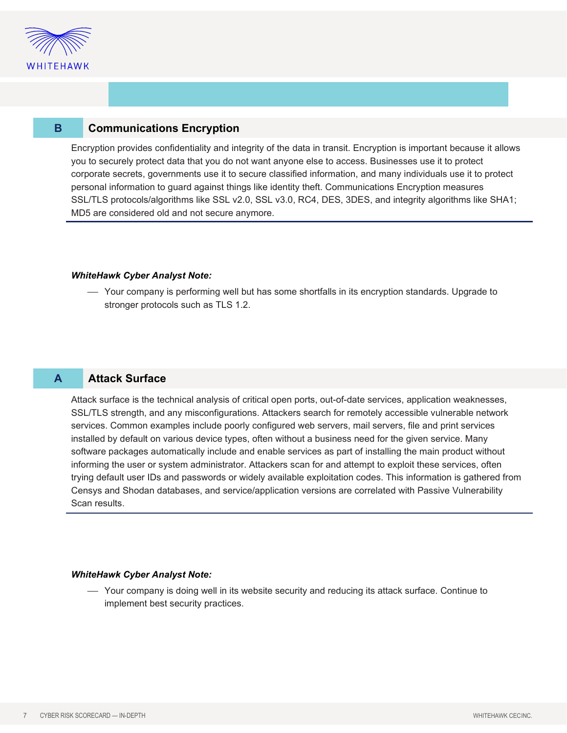## B Communications Encryption

Encryption provides confidentiality and integrity of the data in transit. Encryption is important because it allows you to securely protect data that you do not want anyone else to access. Businesses use it to protect corporate secrets, governments use it to secure classified information, and many individuals use it to protect personal information to guard against things like identity theft. Communications Encryption measures SSL/TLS protocols/algorithms like SSL v2.0, SSL v3.0, RC4, DES, 3DES, and integrity algorithms like SHA1; MD5 are considered old and not secure anymore.

***WhiteHawk Cyber Analyst Note:***

— Your company is performing well but has some shortfalls in its encryption standards. Upgrade to stronger protocols such as TLS 1.2.

## A Attack Surface

Attack surface is the technical analysis of critical open ports, out-of-date services, application weaknesses, SSL/TLS strength, and any misconfigurations. Attackers search for remotely accessible vulnerable network services. Common examples include poorly configured web servers, mail servers, file and print services installed by default on various device types, often without a business need for the given service. Many software packages automatically include and enable services as part of installing the main product without informing the user or system administrator. Attackers scan for and attempt to exploit these services, often trying default user IDs and passwords or widely available exploitation codes. This information is gathered from Censys and Shodan databases, and service/application versions are correlated with Passive Vulnerability Scan results.

***WhiteHawk Cyber Analyst Note:***

— Your company is doing well in its website security and reducing its attack surface. Continue to implement best security practices.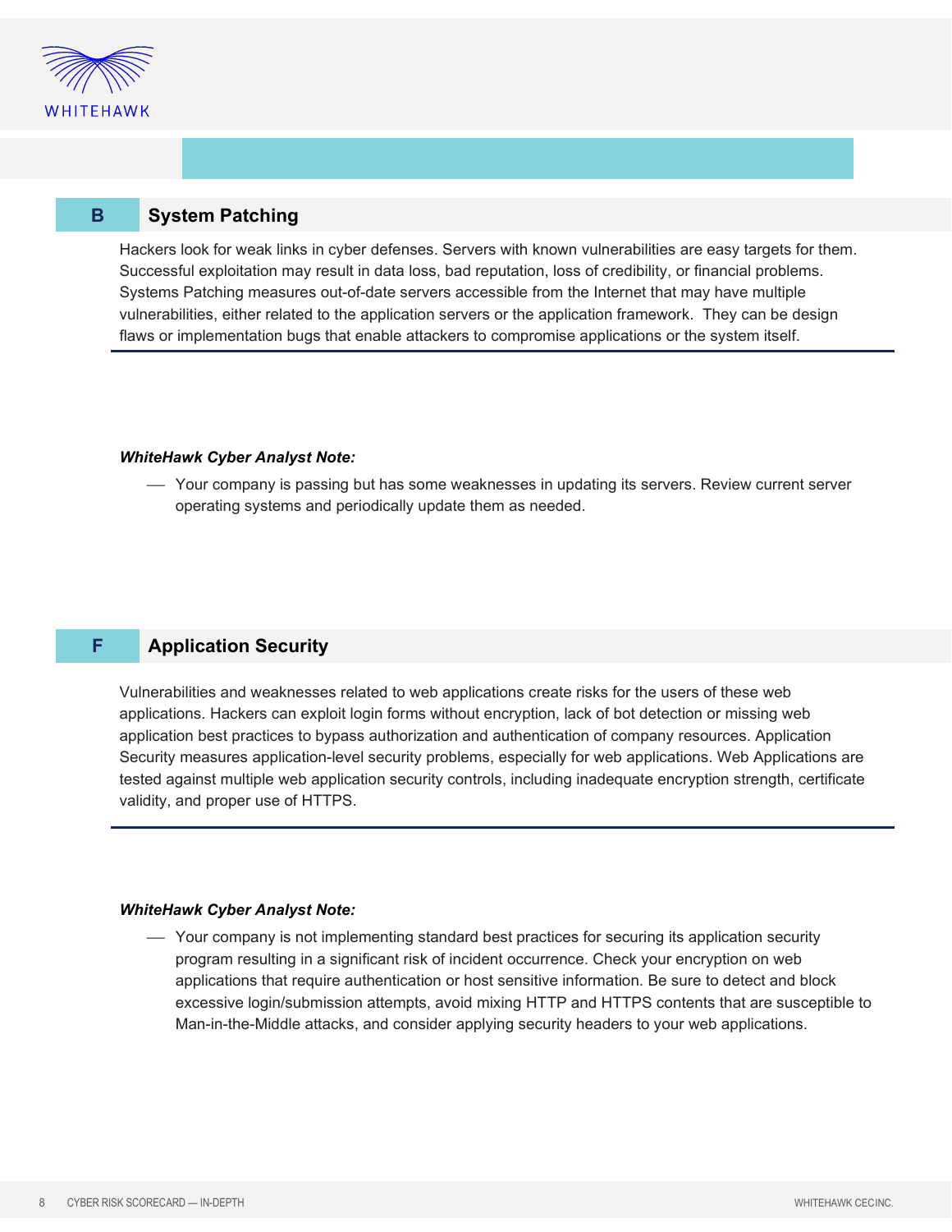## B System Patching

Hackers look for weak links in cyber defenses. Servers with known vulnerabilities are easy targets for them. Successful exploitation may result in data loss, bad reputation, loss of credibility, or financial problems. Systems Patching measures out-of-date servers accessible from the Internet that may have multiple vulnerabilities, either related to the application servers or the application framework. They can be design flaws or implementation bugs that enable attackers to compromise applications or the system itself.

***WhiteHawk Cyber Analyst Note:***

- Your company is passing but has some weaknesses in updating its servers. Review current server operating systems and periodically update them as needed.

## F Application Security

Vulnerabilities and weaknesses related to web applications create risks for the users of these web applications. Hackers can exploit login forms without encryption, lack of bot detection or missing web application best practices to bypass authorization and authentication of company resources. Application Security measures application-level security problems, especially for web applications. Web Applications are tested against multiple web application security controls, including inadequate encryption strength, certificate validity, and proper use of HTTPS.

***WhiteHawk Cyber Analyst Note:***

- Your company is not implementing standard best practices for securing its application security program resulting in a significant risk of incident occurrence. Check your encryption on web applications that require authentication or host sensitive information. Be sure to detect and block excessive login/submission attempts, avoid mixing HTTP and HTTPS contents that are susceptible to Man-in-the-Middle attacks, and consider applying security headers to your web applications.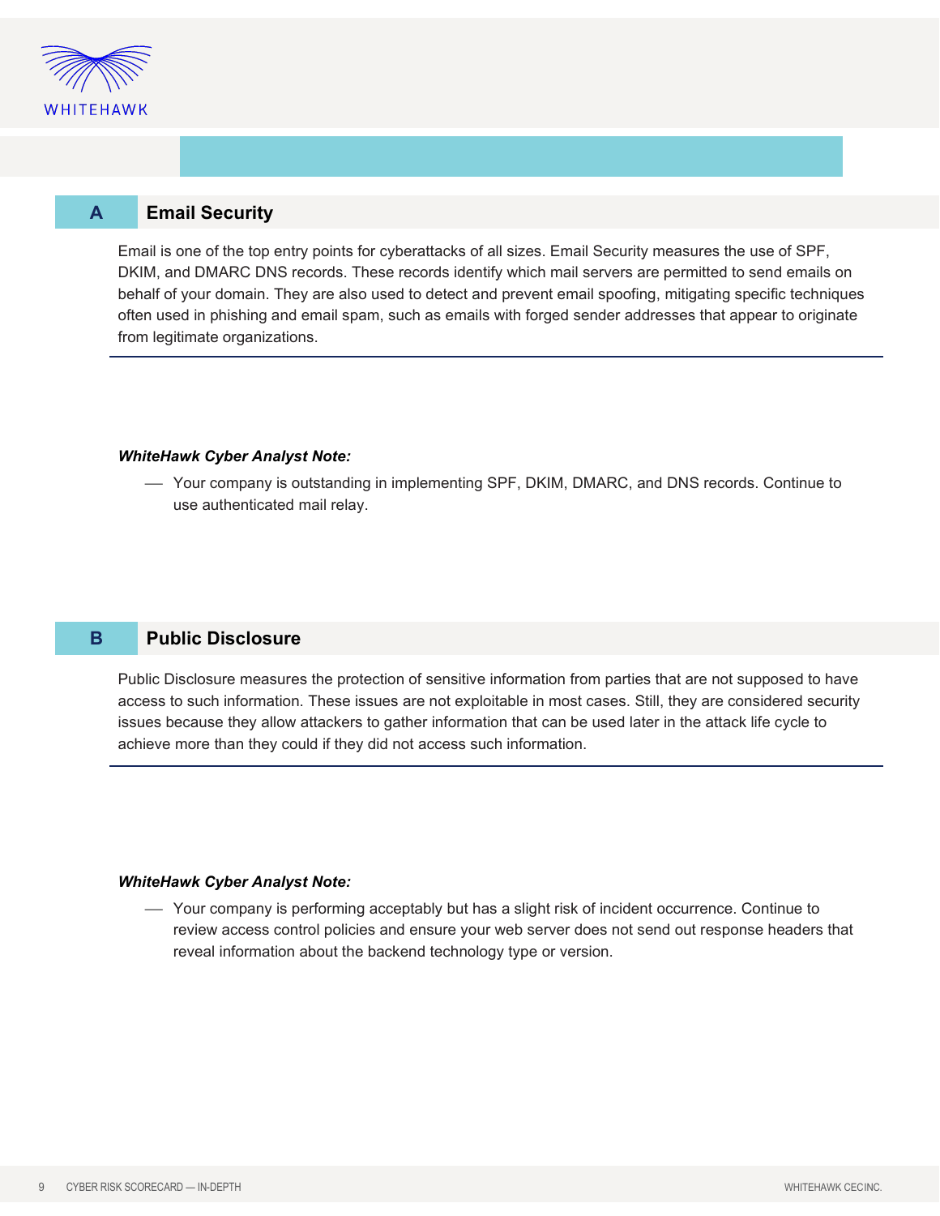## A Email Security

Email is one of the top entry points for cyberattacks of all sizes. Email Security measures the use of SPF, DKIM, and DMARC DNS records. These records identify which mail servers are permitted to send emails on behalf of your domain. They are also used to detect and prevent email spoofing, mitigating specific techniques often used in phishing and email spam, such as emails with forged sender addresses that appear to originate from legitimate organizations.

***WhiteHawk Cyber Analyst Note:***

- Your company is outstanding in implementing SPF, DKIM, DMARC, and DNS records. Continue to use authenticated mail relay.

## B Public Disclosure

Public Disclosure measures the protection of sensitive information from parties that are not supposed to have access to such information. These issues are not exploitable in most cases. Still, they are considered security issues because they allow attackers to gather information that can be used later in the attack life cycle to achieve more than they could if they did not access such information.

***WhiteHawk Cyber Analyst Note:***

- Your company is performing acceptably but has a slight risk of incident occurrence. Continue to review access control policies and ensure your web server does not send out response headers that reveal information about the backend technology type or version.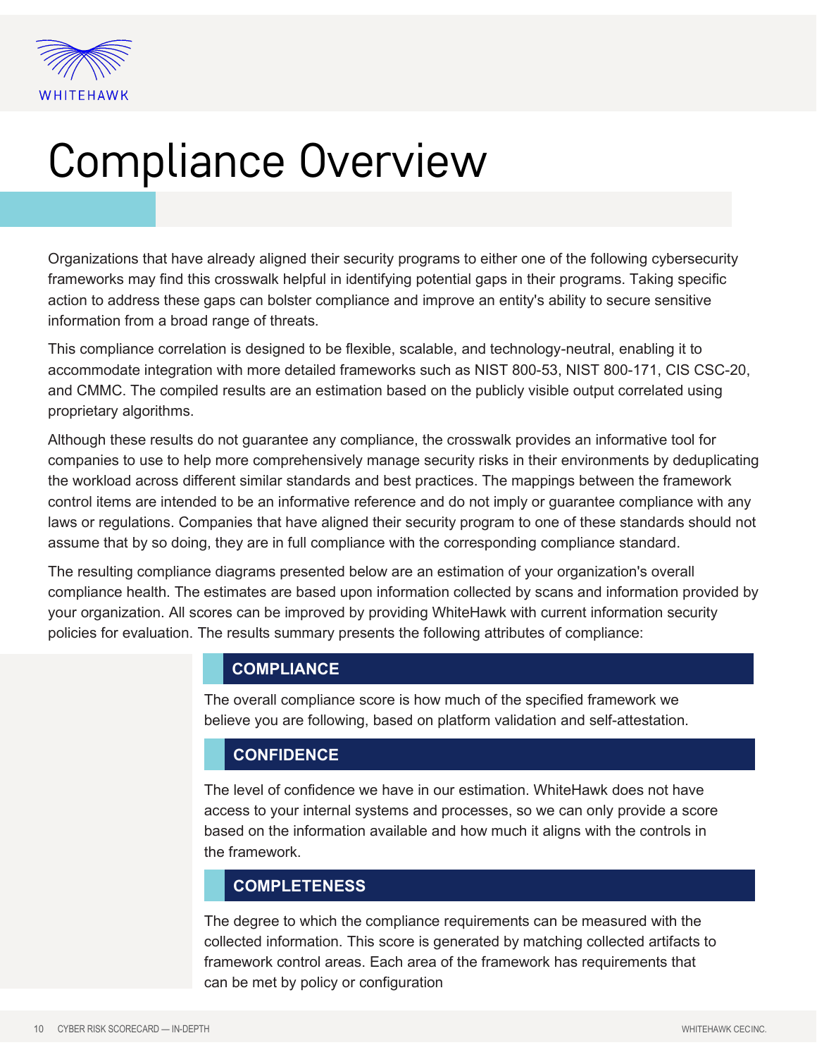# Compliance Overview

Organizations that have already aligned their security programs to either one of the following cybersecurity frameworks may find this crosswalk helpful in identifying potential gaps in their programs. Taking specific action to address these gaps can bolster compliance and improve an entity's ability to secure sensitive information from a broad range of threats.

This compliance correlation is designed to be flexible, scalable, and technology-neutral, enabling it to accommodate integration with more detailed frameworks such as NIST 800-53, NIST 800-171, CIS CSC-20, and CMMC. The compiled results are an estimation based on the publicly visible output correlated using proprietary algorithms.

Although these results do not guarantee any compliance, the crosswalk provides an informative tool for companies to use to help more comprehensively manage security risks in their environments by deduplicating the workload across different similar standards and best practices. The mappings between the framework control items are intended to be an informative reference and do not imply or guarantee compliance with any laws or regulations. Companies that have aligned their security program to one of these standards should not assume that by so doing, they are in full compliance with the corresponding compliance standard.

The resulting compliance diagrams presented below are an estimation of your organization's overall compliance health. The estimates are based upon information collected by scans and information provided by your organization. All scores can be improved by providing WhiteHawk with current information security policies for evaluation. The results summary presents the following attributes of compliance:

### COMPLIANCE

The overall compliance score is how much of the specified framework we believe you are following, based on platform validation and self-attestation.

### CONFIDENCE

The level of confidence we have in our estimation. WhiteHawk does not have access to your internal systems and processes, so we can only provide a score based on the information available and how much it aligns with the controls in the framework.

### COMPLETENESS

The degree to which the compliance requirements can be measured with the collected information. This score is generated by matching collected artifacts to framework control areas. Each area of the framework has requirements that can be met by policy or configuration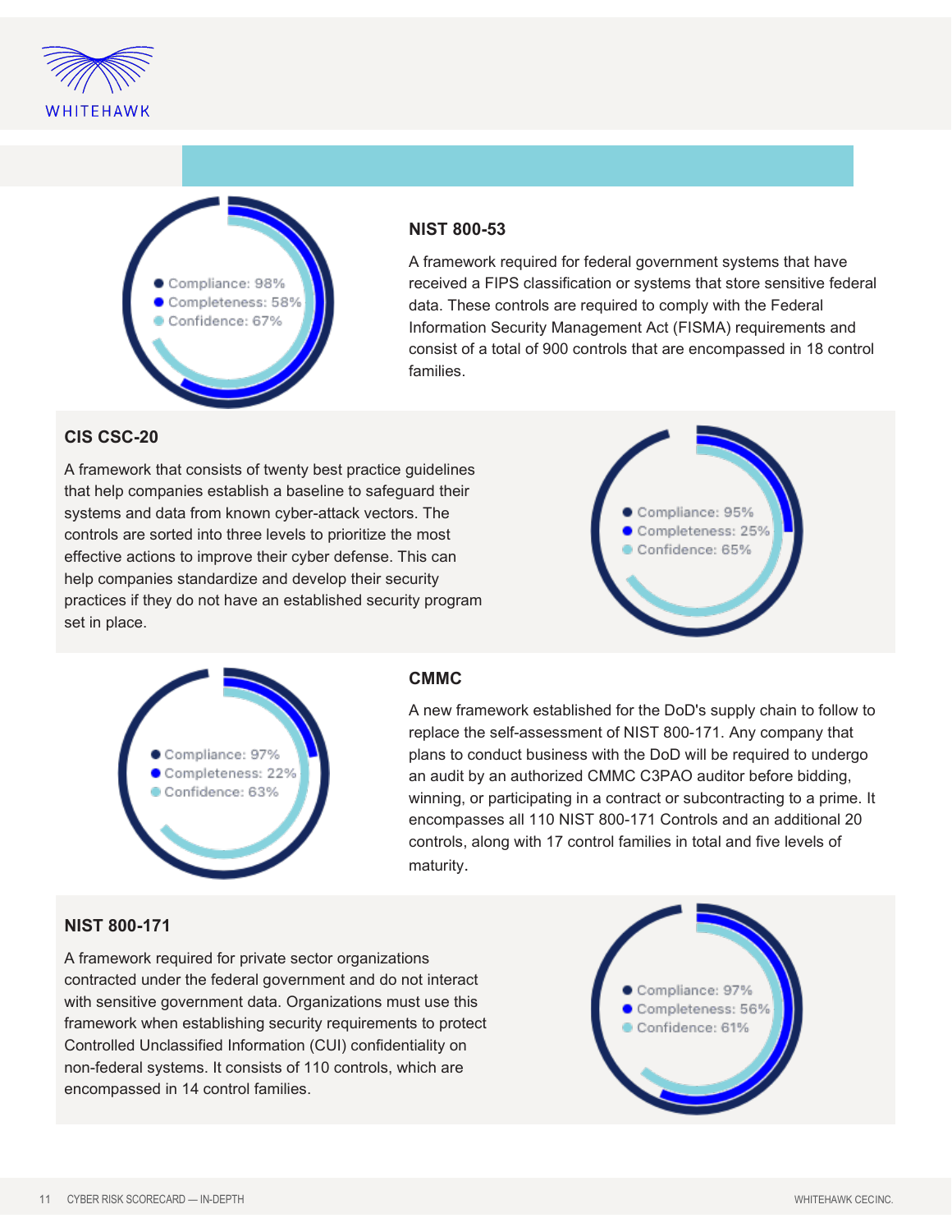## NIST 800-53

- Compliance: 98%
- Completeness: 58%
- Confidence: 67%

A framework required for federal government systems that have received a FIPS classification or systems that store sensitive federal data. These controls are required to comply with the Federal Information Security Management Act (FISMA) requirements and consist of a total of 900 controls that are encompassed in 18 control families.

## CIS CSC-20

A framework that consists of twenty best practice guidelines that help companies establish a baseline to safeguard their systems and data from known cyber-attack vectors. The controls are sorted into three levels to prioritize the most effective actions to improve their cyber defense. This can help companies standardize and develop their security practices if they do not have an established security program set in place.

- Compliance: 95%
- Completeness: 25%
- Confidence: 65%

## CMMC

- Compliance: 97%
- Completeness: 22%
- Confidence: 63%

A new framework established for the DoD's supply chain to follow to replace the self-assessment of NIST 800-171. Any company that plans to conduct business with the DoD will be required to undergo an audit by an authorized CMMC C3PAO auditor before bidding, winning, or participating in a contract or subcontracting to a prime. It encompasses all 110 NIST 800-171 Controls and an additional 20 controls, along with 17 control families in total and five levels of maturity.

## NIST 800-171

A framework required for private sector organizations contracted under the federal government and do not interact with sensitive government data. Organizations must use this framework when establishing security requirements to protect Controlled Unclassified Information (CUI) confidentiality on non-federal systems. It consists of 110 controls, which are encompassed in 14 control families.

- Compliance: 97%
- Completeness: 56%
- Confidence: 61%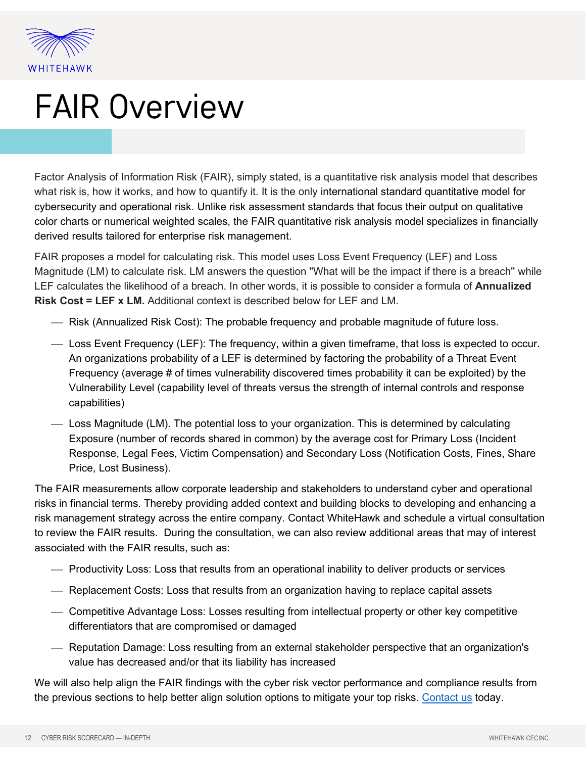# FAIR Overview

Factor Analysis of Information Risk (FAIR), simply stated, is a quantitative risk analysis model that describes what risk is, how it works, and how to quantify it. It is the only international standard quantitative model for cybersecurity and operational risk. Unlike risk assessment standards that focus their output on qualitative color charts or numerical weighted scales, the FAIR quantitative risk analysis model specializes in financially derived results tailored for enterprise risk management.

FAIR proposes a model for calculating risk. This model uses Loss Event Frequency (LEF) and Loss Magnitude (LM) to calculate risk. LM answers the question "What will be the impact if there is a breach" while LEF calculates the likelihood of a breach. In other words, it is possible to consider a formula of **Annualized Risk Cost = LEF x LM.** Additional context is described below for LEF and LM.

- Risk (Annualized Risk Cost): The probable frequency and probable magnitude of future loss.
- Loss Event Frequency (LEF): The frequency, within a given timeframe, that loss is expected to occur. An organizations probability of a LEF is determined by factoring the probability of a Threat Event Frequency (average # of times vulnerability discovered times probability it can be exploited) by the Vulnerability Level (capability level of threats versus the strength of internal controls and response capabilities)
- Loss Magnitude (LM). The potential loss to your organization. This is determined by calculating Exposure (number of records shared in common) by the average cost for Primary Loss (Incident Response, Legal Fees, Victim Compensation) and Secondary Loss (Notification Costs, Fines, Share Price, Lost Business).

The FAIR measurements allow corporate leadership and stakeholders to understand cyber and operational risks in financial terms. Thereby providing added context and building blocks to developing and enhancing a risk management strategy across the entire company. Contact WhiteHawk and schedule a virtual consultation to review the FAIR results. During the consultation, we can also review additional areas that may of interest associated with the FAIR results, such as:

- Productivity Loss: Loss that results from an operational inability to deliver products or services
- Replacement Costs: Loss that results from an organization having to replace capital assets
- Competitive Advantage Loss: Losses resulting from intellectual property or other key competitive differentiators that are compromised or damaged
- Reputation Damage: Loss resulting from an external stakeholder perspective that an organization's value has decreased and/or that its liability has increased

We will also help align the FAIR findings with the cyber risk vector performance and compliance results from the previous sections to help better align solution options to mitigate your top risks. Contact us today.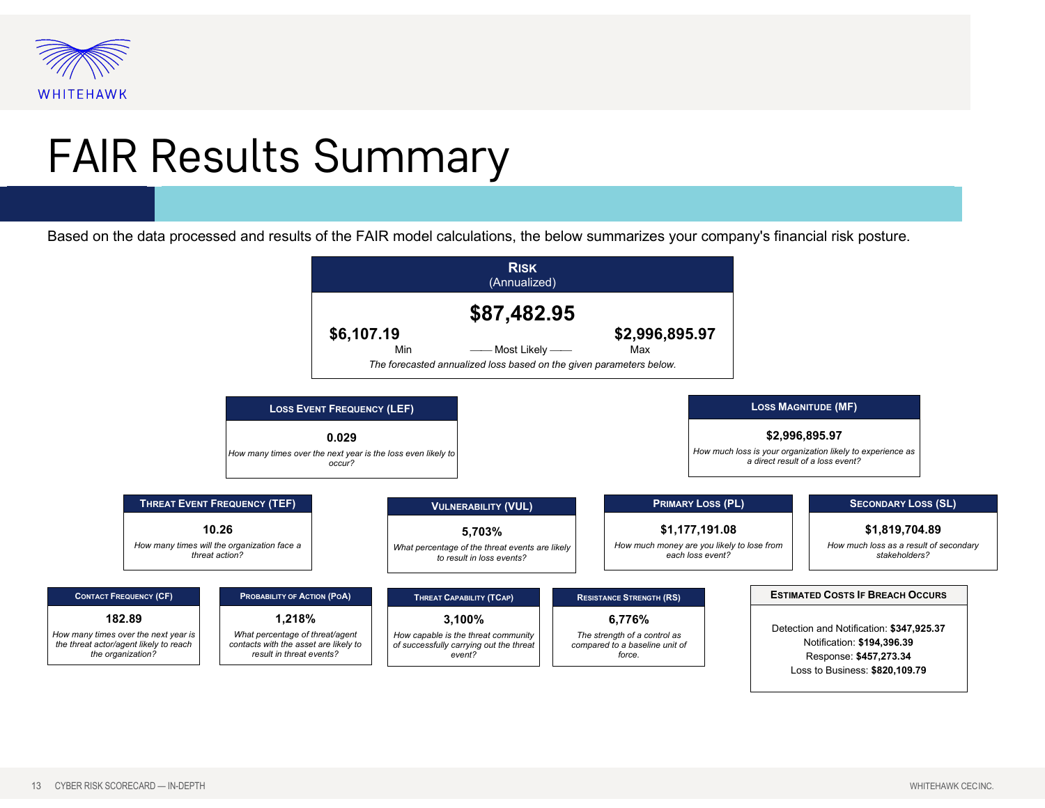# FAIR Results Summary

Based on the data processed and results of the FAIR model calculations, the below summarizes your company's financial risk posture.

## Risk (Annualized)

| Min | Most Likely | Max |
|---|---|---|
| $6,107.19 | $87,482.95 | $2,996,895.97 |

*The forecasted annualized loss based on the given parameters below.*

### Loss Event Frequency (LEF)

**0.029**

*How many times over the next year is the loss even likely to occur?*

### Loss Magnitude (MF)

**$2,996,895.97**

*How much loss is your organization likely to experience as a direct result of a loss event?*

### Threat Event Frequency (TEF)

**10.26**

*How many times will the organization face a threat action?*

### Vulnerability (VUL)

**5,703%**

*What percentage of the threat events are likely to result in loss events?*

### Primary Loss (PL)

**$1,177,191.08**

*How much money are you likely to lose from each loss event?*

### Secondary Loss (SL)

**$1,819,704.89**

*How much loss as a result of secondary stakeholders?*

### Contact Frequency (CF)

**182.89**

*How many times over the next year is the threat actor/agent likely to reach the organization?*

### Probability of Action (PoA)

**1,218%**

*What percentage of threat/agent contacts with the asset are likely to result in threat events?*

### Threat Capability (TCap)

**3,100%**

*How capable is the threat community of successfully carrying out the threat event?*

### Resistance Strength (RS)

**6,776%**

*The strength of a control as compared to a baseline unit of force.*

### Estimated Costs If Breach Occurs

Detection and Notification: **$347,925.37**
Notification: **$194,396.39**
Response: **$457,273.34**
Loss to Business: **$820,109.79**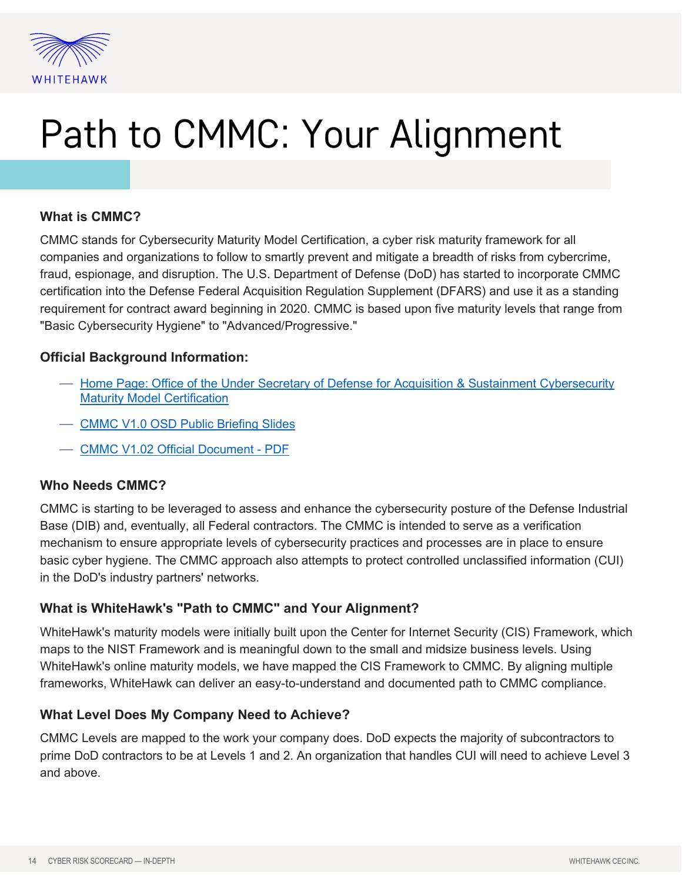# Path to CMMC: Your Alignment

### What is CMMC?

CMMC stands for Cybersecurity Maturity Model Certification, a cyber risk maturity framework for all companies and organizations to follow to smartly prevent and mitigate a breadth of risks from cybercrime, fraud, espionage, and disruption. The U.S. Department of Defense (DoD) has started to incorporate CMMC certification into the Defense Federal Acquisition Regulation Supplement (DFARS) and use it as a standing requirement for contract award beginning in 2020. CMMC is based upon five maturity levels that range from "Basic Cybersecurity Hygiene" to "Advanced/Progressive."

### Official Background Information:

- Home Page: Office of the Under Secretary of Defense for Acquisition & Sustainment Cybersecurity Maturity Model Certification
- CMMC V1.0 OSD Public Briefing Slides
- CMMC V1.02 Official Document - PDF

### Who Needs CMMC?

CMMC is starting to be leveraged to assess and enhance the cybersecurity posture of the Defense Industrial Base (DIB) and, eventually, all Federal contractors. The CMMC is intended to serve as a verification mechanism to ensure appropriate levels of cybersecurity practices and processes are in place to ensure basic cyber hygiene. The CMMC approach also attempts to protect controlled unclassified information (CUI) in the DoD's industry partners' networks.

### What is WhiteHawk's "Path to CMMC" and Your Alignment?

WhiteHawk's maturity models were initially built upon the Center for Internet Security (CIS) Framework, which maps to the NIST Framework and is meaningful down to the small and midsize business levels. Using WhiteHawk's online maturity models, we have mapped the CIS Framework to CMMC. By aligning multiple frameworks, WhiteHawk can deliver an easy-to-understand and documented path to CMMC compliance.

### What Level Does My Company Need to Achieve?

CMMC Levels are mapped to the work your company does. DoD expects the majority of subcontractors to prime DoD contractors to be at Levels 1 and 2. An organization that handles CUI will need to achieve Level 3 and above.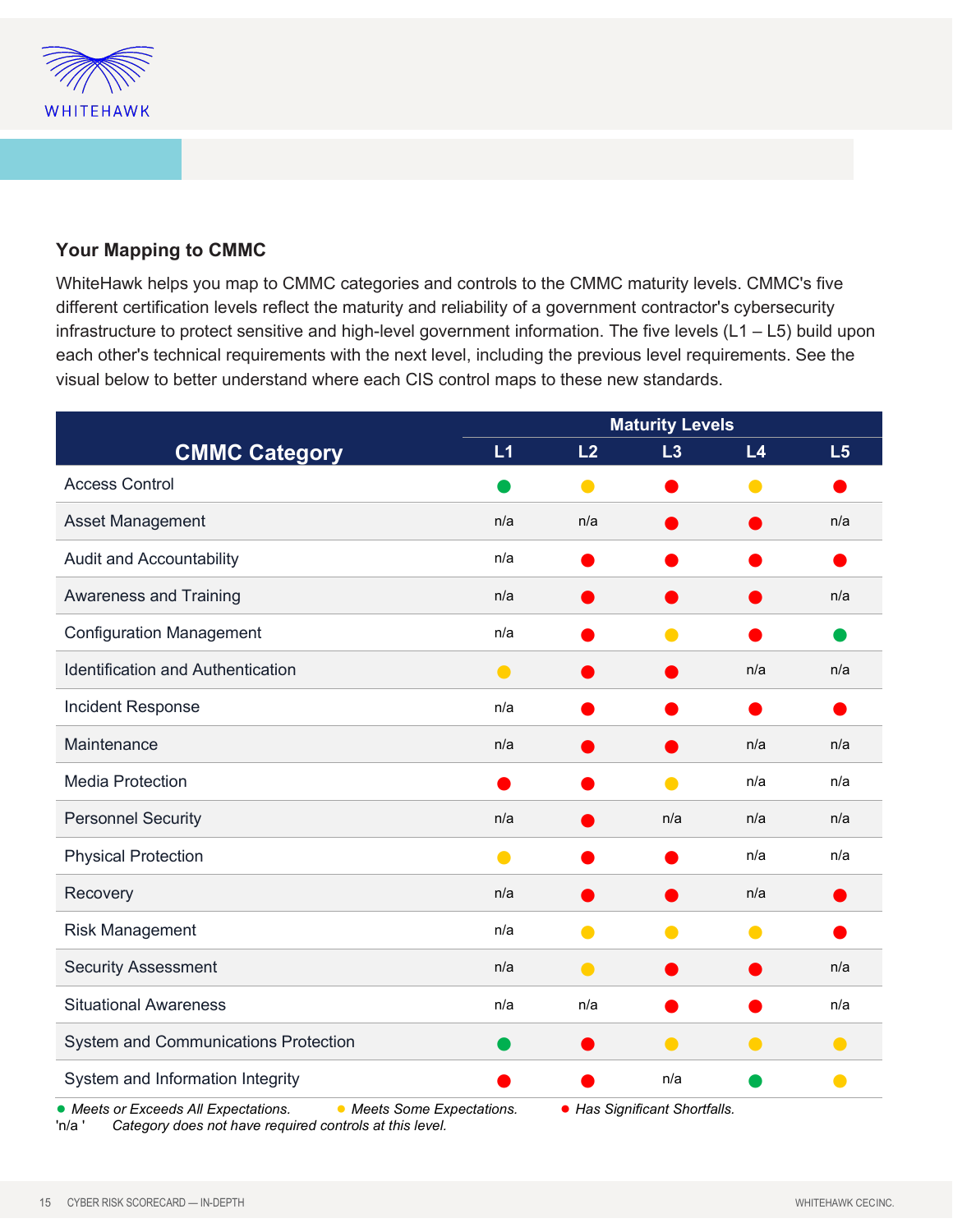## Your Mapping to CMMC

WhiteHawk helps you map to CMMC categories and controls to the CMMC maturity levels. CMMC's five different certification levels reflect the maturity and reliability of a government contractor's cybersecurity infrastructure to protect sensitive and high-level government information. The five levels (L1 – L5) build upon each other's technical requirements with the next level, including the previous level requirements. See the visual below to better understand where each CIS control maps to these new standards.

| CMMC Category | Maturity Levels | | | | |
|---|---|---|---|---|---|
| | L1 | L2 | L3 | L4 | L5 |
| Access Control | ● (green) | ● (yellow) | ● (red) | ● (yellow) | ● (red) |
| Asset Management | n/a | n/a | ● (red) | ● (red) | n/a |
| Audit and Accountability | n/a | ● (red) | ● (red) | ● (red) | ● (red) |
| Awareness and Training | n/a | ● (red) | ● (red) | ● (red) | n/a |
| Configuration Management | n/a | ● (red) | ● (yellow) | ● (red) | ● (green) |
| Identification and Authentication | ● (yellow) | ● (red) | ● (red) | n/a | n/a |
| Incident Response | n/a | ● (red) | ● (red) | ● (red) | ● (red) |
| Maintenance | n/a | ● (red) | ● (red) | n/a | n/a |
| Media Protection | ● (red) | ● (red) | ● (yellow) | n/a | n/a |
| Personnel Security | n/a | ● (red) | n/a | n/a | n/a |
| Physical Protection | ● (yellow) | ● (red) | ● (red) | n/a | n/a |
| Recovery | n/a | ● (red) | ● (red) | n/a | ● (red) |
| Risk Management | n/a | ● (yellow) | ● (yellow) | ● (yellow) | ● (red) |
| Security Assessment | n/a | ● (yellow) | ● (red) | ● (red) | n/a |
| Situational Awareness | n/a | n/a | ● (red) | ● (red) | n/a |
| System and Communications Protection | ● (green) | ● (red) | ● (yellow) | ● (yellow) | ● (yellow) |
| System and Information Integrity | ● (red) | ● (red) | n/a | ● (green) | ● (yellow) |

● (green) *Meets or Exceeds All Expectations.* ● (yellow) *Meets Some Expectations.* ● (red) *Has Significant Shortfalls.*
'n/a ' *Category does not have required controls at this level.*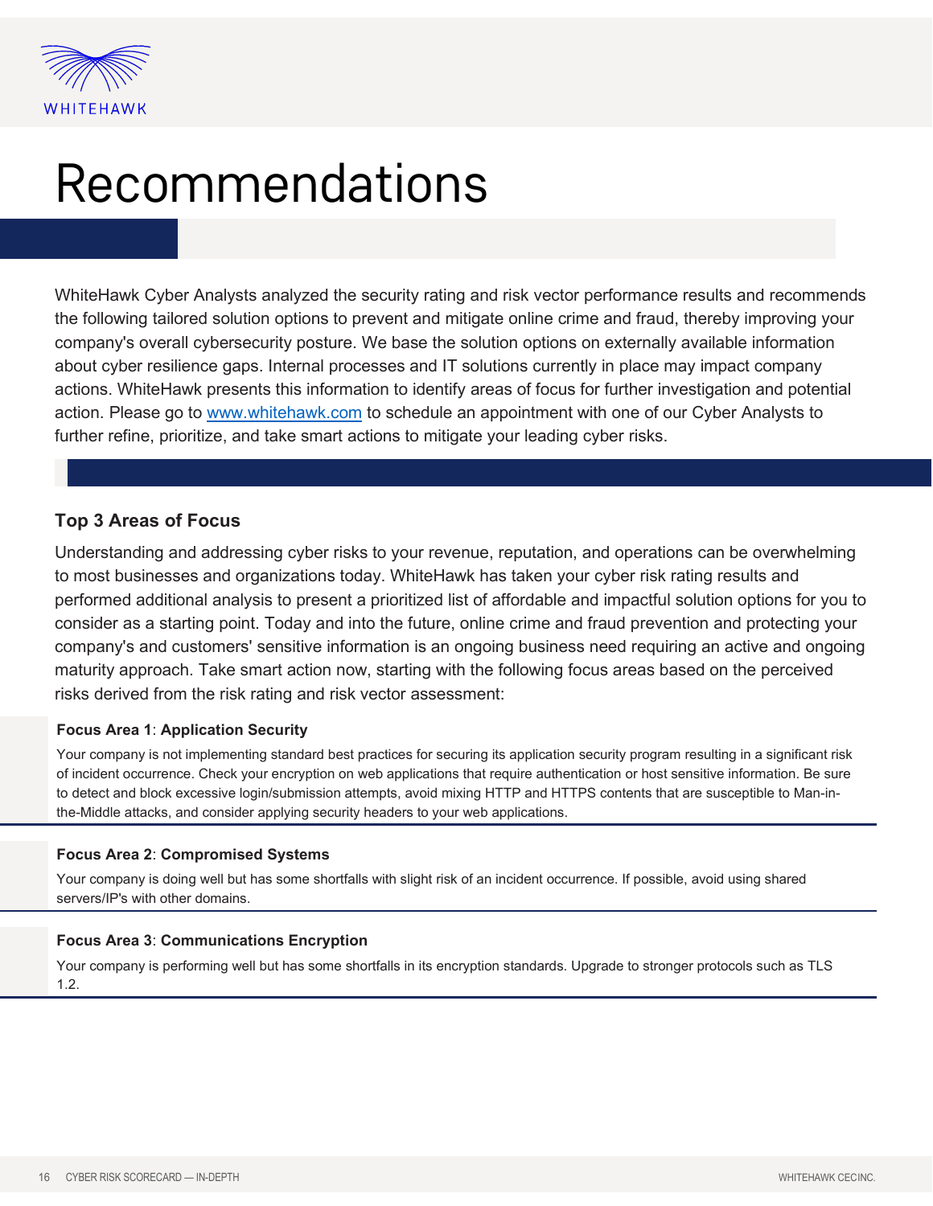# Recommendations

WhiteHawk Cyber Analysts analyzed the security rating and risk vector performance results and recommends the following tailored solution options to prevent and mitigate online crime and fraud, thereby improving your company's overall cybersecurity posture. We base the solution options on externally available information about cyber resilience gaps. Internal processes and IT solutions currently in place may impact company actions. WhiteHawk presents this information to identify areas of focus for further investigation and potential action. Please go to [www.whitehawk.com](http://www.whitehawk.com) to schedule an appointment with one of our Cyber Analysts to further refine, prioritize, and take smart actions to mitigate your leading cyber risks.

### Top 3 Areas of Focus

Understanding and addressing cyber risks to your revenue, reputation, and operations can be overwhelming to most businesses and organizations today. WhiteHawk has taken your cyber risk rating results and performed additional analysis to present a prioritized list of affordable and impactful solution options for you to consider as a starting point. Today and into the future, online crime and fraud prevention and protecting your company's and customers' sensitive information is an ongoing business need requiring an active and ongoing maturity approach. Take smart action now, starting with the following focus areas based on the perceived risks derived from the risk rating and risk vector assessment:

**Focus Area 1**: **Application Security**

Your company is not implementing standard best practices for securing its application security program resulting in a significant risk of incident occurrence. Check your encryption on web applications that require authentication or host sensitive information. Be sure to detect and block excessive login/submission attempts, avoid mixing HTTP and HTTPS contents that are susceptible to Man-in-the-Middle attacks, and consider applying security headers to your web applications.

**Focus Area 2**: **Compromised Systems**

Your company is doing well but has some shortfalls with slight risk of an incident occurrence. If possible, avoid using shared servers/IP's with other domains.

**Focus Area 3**: **Communications Encryption**

Your company is performing well but has some shortfalls in its encryption standards. Upgrade to stronger protocols such as TLS 1.2.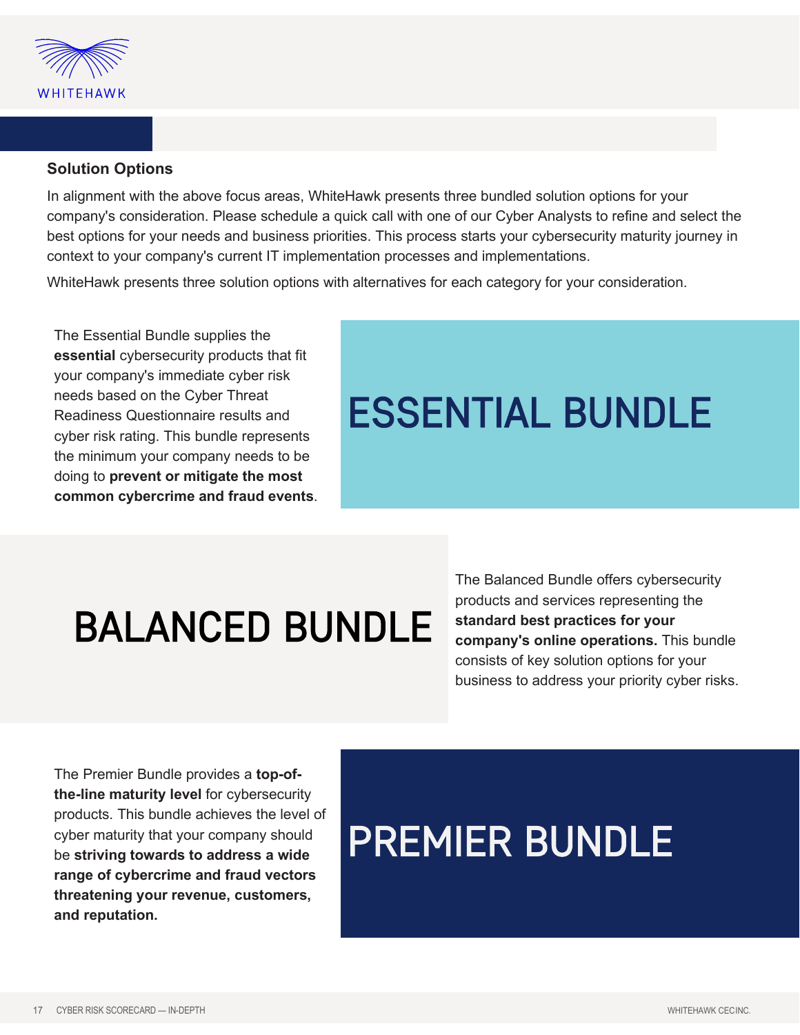## Solution Options

In alignment with the above focus areas, WhiteHawk presents three bundled solution options for your company's consideration. Please schedule a quick call with one of our Cyber Analysts to refine and select the best options for your needs and business priorities. This process starts your cybersecurity maturity journey in context to your company's current IT implementation processes and implementations.

WhiteHawk presents three solution options with alternatives for each category for your consideration.

### ESSENTIAL BUNDLE

The Essential Bundle supplies the **essential** cybersecurity products that fit your company's immediate cyber risk needs based on the Cyber Threat Readiness Questionnaire results and cyber risk rating. This bundle represents the minimum your company needs to be doing to **prevent or mitigate the most common cybercrime and fraud events**.

### BALANCED BUNDLE

The Balanced Bundle offers cybersecurity products and services representing the **standard best practices for your company's online operations.** This bundle consists of key solution options for your business to address your priority cyber risks.

### PREMIER BUNDLE

The Premier Bundle provides a **top-of-the-line maturity level** for cybersecurity products. This bundle achieves the level of cyber maturity that your company should be **striving towards to address a wide range of cybercrime and fraud vectors threatening your revenue, customers, and reputation.**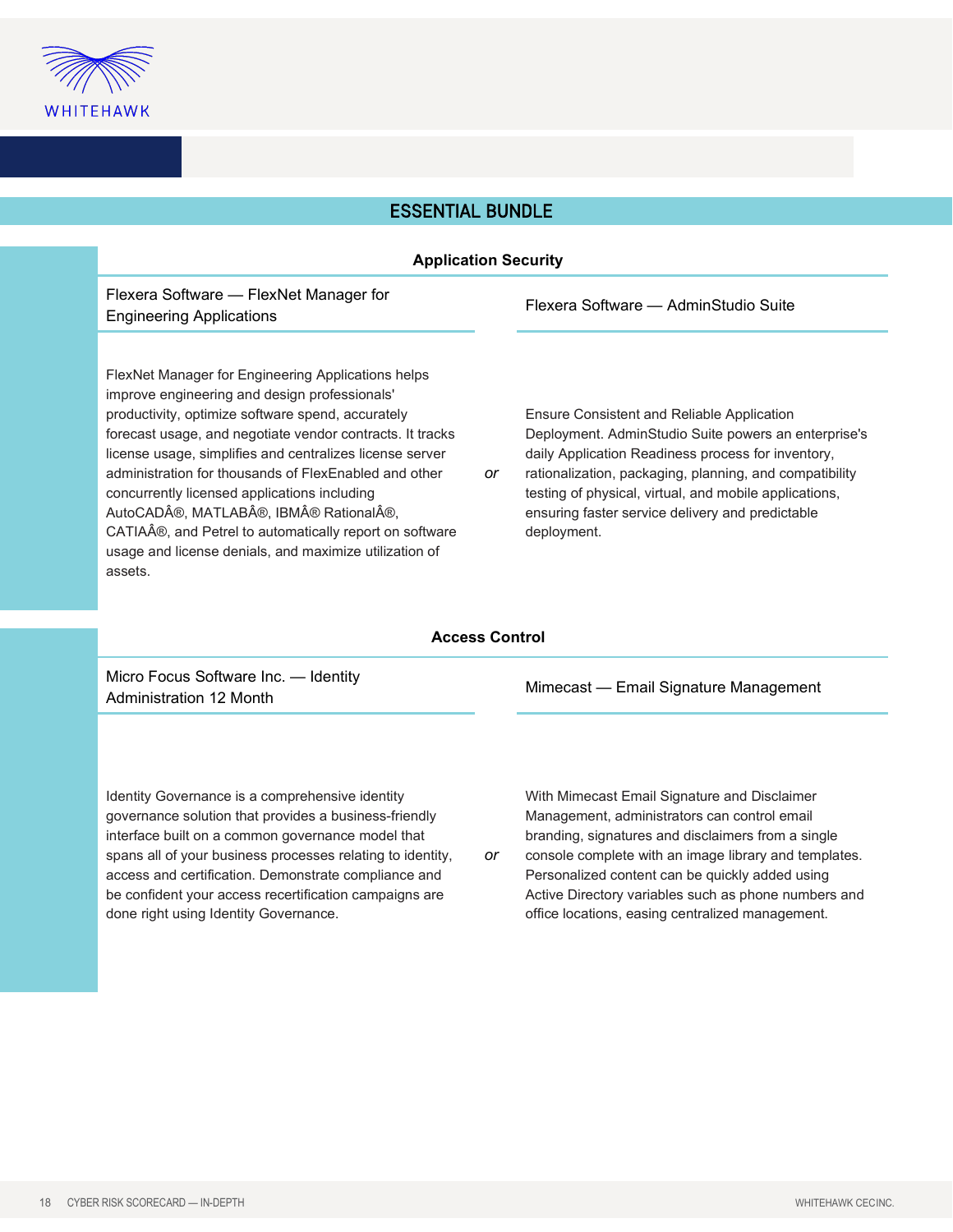## ESSENTIAL BUNDLE

### Application Security

**Flexera Software — FlexNet Manager for Engineering Applications**

FlexNet Manager for Engineering Applications helps improve engineering and design professionals' productivity, optimize software spend, accurately forecast usage, and negotiate vendor contracts. It tracks license usage, simplifies and centralizes license server administration for thousands of FlexEnabled and other concurrently licensed applications including AutoCADÂ®, MATLABÂ®, IBMÂ® RationalÂ®, CATIAÂ®, and Petrel to automatically report on software usage and license denials, and maximize utilization of assets.

*or*

**Flexera Software — AdminStudio Suite**

Ensure Consistent and Reliable Application Deployment. AdminStudio Suite powers an enterprise's daily Application Readiness process for inventory, rationalization, packaging, planning, and compatibility testing of physical, virtual, and mobile applications, ensuring faster service delivery and predictable deployment.

### Access Control

**Micro Focus Software Inc. — Identity Administration 12 Month**

Identity Governance is a comprehensive identity governance solution that provides a business-friendly interface built on a common governance model that spans all of your business processes relating to identity, access and certification. Demonstrate compliance and be confident your access recertification campaigns are done right using Identity Governance.

*or*

**Mimecast — Email Signature Management**

With Mimecast Email Signature and Disclaimer Management, administrators can control email branding, signatures and disclaimers from a single console complete with an image library and templates. Personalized content can be quickly added using Active Directory variables such as phone numbers and office locations, easing centralized management.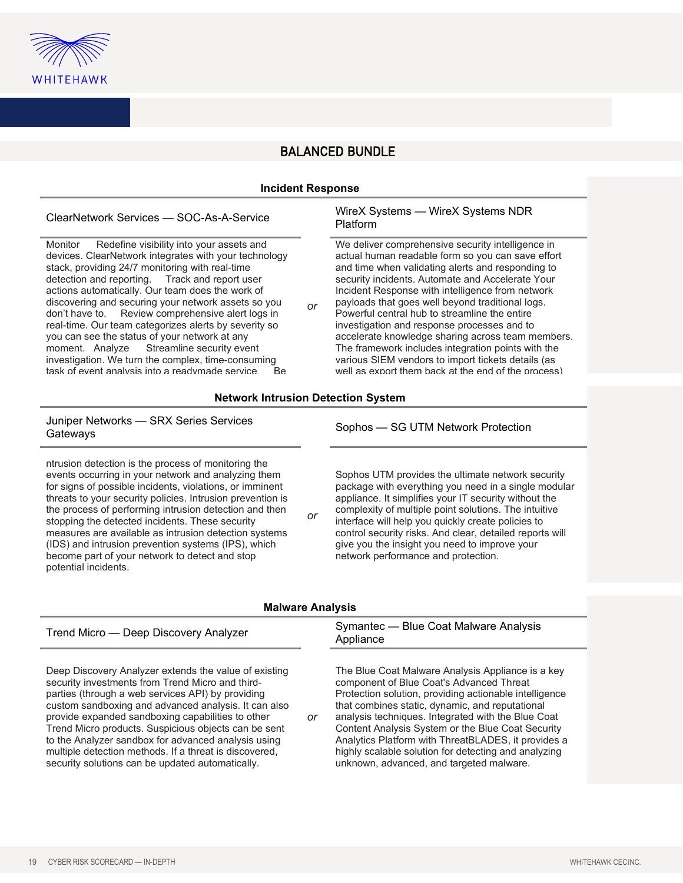## BALANCED BUNDLE

### Incident Response

| ClearNetwork Services — SOC-As-A-Service | | WireX Systems — WireX Systems NDR Platform |
|---|---|---|
| Monitor  Redefine visibility into your assets and devices. ClearNetwork integrates with your technology stack, providing 24/7 monitoring with real-time detection and reporting.  Track and report user actions automatically. Our team does the work of discovering and securing your network assets so you don't have to.  Review comprehensive alert logs in real-time. Our team categorizes alerts by severity so you can see the status of your network at any moment.  Analyze  Streamline security event investigation. We turn the complex, time-consuming task of event analysis into a readymade service  Be | *or* | We deliver comprehensive security intelligence in actual human readable form so you can save effort and time when validating alerts and responding to security incidents. Automate and Accelerate Your Incident Response with intelligence from network payloads that goes well beyond traditional logs. Powerful central hub to streamline the entire investigation and response processes and to accelerate knowledge sharing across team members. The framework includes integration points with the various SIEM vendors to import tickets details (as well as export them back at the end of the process) |

### Network Intrusion Detection System

| Juniper Networks — SRX Series Services Gateways | | Sophos — SG UTM Network Protection |
|---|---|---|
| ntrusion detection is the process of monitoring the events occurring in your network and analyzing them for signs of possible incidents, violations, or imminent threats to your security policies. Intrusion prevention is the process of performing intrusion detection and then stopping the detected incidents. These security measures are available as intrusion detection systems (IDS) and intrusion prevention systems (IPS), which become part of your network to detect and stop potential incidents. | *or* | Sophos UTM provides the ultimate network security package with everything you need in a single modular appliance. It simplifies your IT security without the complexity of multiple point solutions. The intuitive interface will help you quickly create policies to control security risks. And clear, detailed reports will give you the insight you need to improve your network performance and protection. |

### Malware Analysis

| Trend Micro — Deep Discovery Analyzer | | Symantec — Blue Coat Malware Analysis Appliance |
|---|---|---|
| Deep Discovery Analyzer extends the value of existing security investments from Trend Micro and third-parties (through a web services API) by providing custom sandboxing and advanced analysis. It can also provide expanded sandboxing capabilities to other Trend Micro products. Suspicious objects can be sent to the Analyzer sandbox for advanced analysis using multiple detection methods. If a threat is discovered, security solutions can be updated automatically. | *or* | The Blue Coat Malware Analysis Appliance is a key component of Blue Coat's Advanced Threat Protection solution, providing actionable intelligence that combines static, dynamic, and reputational analysis techniques. Integrated with the Blue Coat Content Analysis System or the Blue Coat Security Analytics Platform with ThreatBLADES, it provides a highly scalable solution for detecting and analyzing unknown, advanced, and targeted malware. |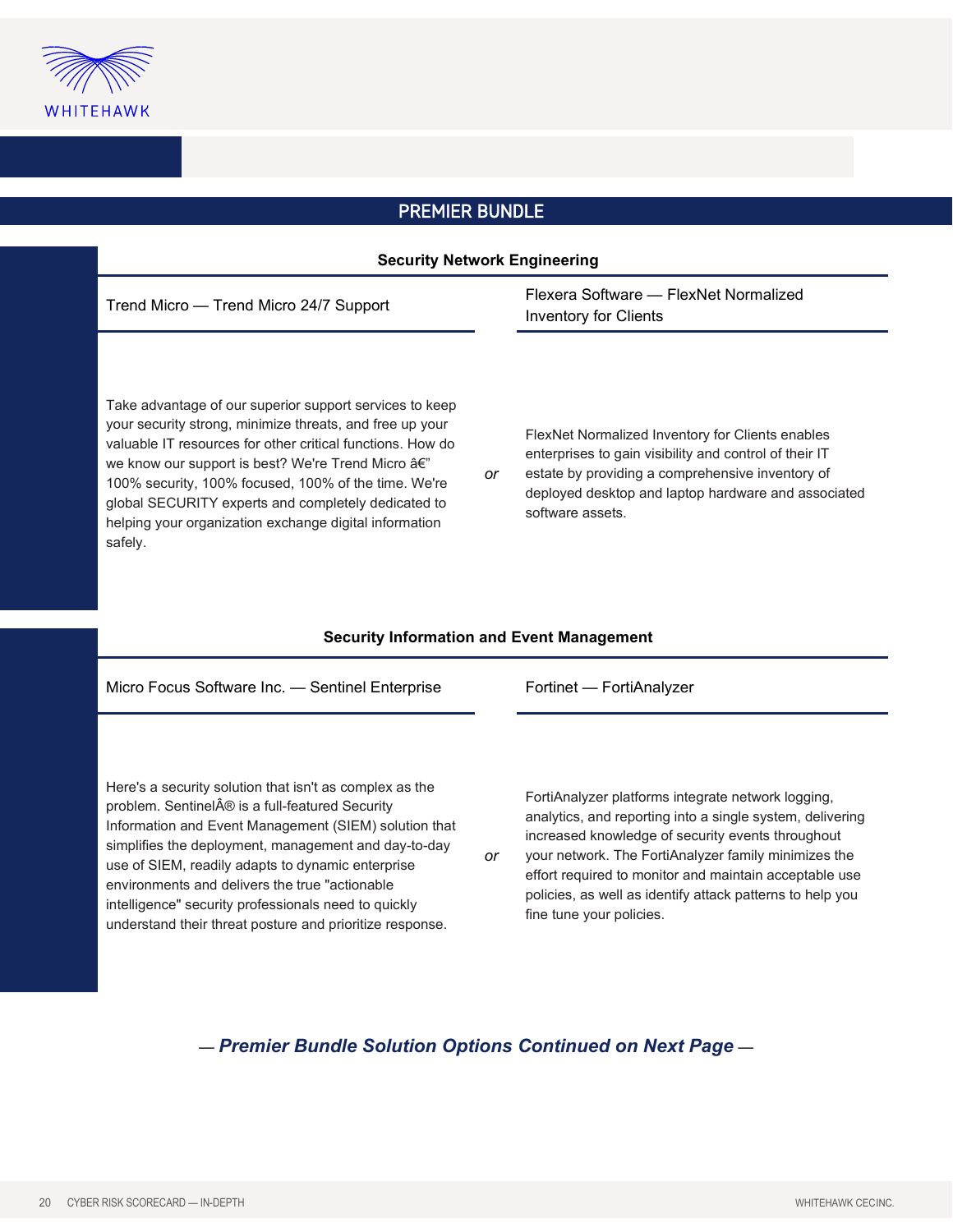## PREMIER BUNDLE

### Security Network Engineering

**Trend Micro — Trend Micro 24/7 Support**

Take advantage of our superior support services to keep your security strong, minimize threats, and free up your valuable IT resources for other critical functions. How do we know our support is best? We're Trend Micro â€” 100% security, 100% focused, 100% of the time. We're global SECURITY experts and completely dedicated to helping your organization exchange digital information safely.

*or*

**Flexera Software — FlexNet Normalized Inventory for Clients**

FlexNet Normalized Inventory for Clients enables enterprises to gain visibility and control of their IT estate by providing a comprehensive inventory of deployed desktop and laptop hardware and associated software assets.

### Security Information and Event Management

**Micro Focus Software Inc. — Sentinel Enterprise**

Here's a security solution that isn't as complex as the problem. SentinelÂ® is a full-featured Security Information and Event Management (SIEM) solution that simplifies the deployment, management and day-to-day use of SIEM, readily adapts to dynamic enterprise environments and delivers the true "actionable intelligence" security professionals need to quickly understand their threat posture and prioritize response.

*or*

**Fortinet — FortiAnalyzer**

FortiAnalyzer platforms integrate network logging, analytics, and reporting into a single system, delivering increased knowledge of security events throughout your network. The FortiAnalyzer family minimizes the effort required to monitor and maintain acceptable use policies, as well as identify attack patterns to help you fine tune your policies.

— ***Premier Bundle Solution Options Continued on Next Page*** —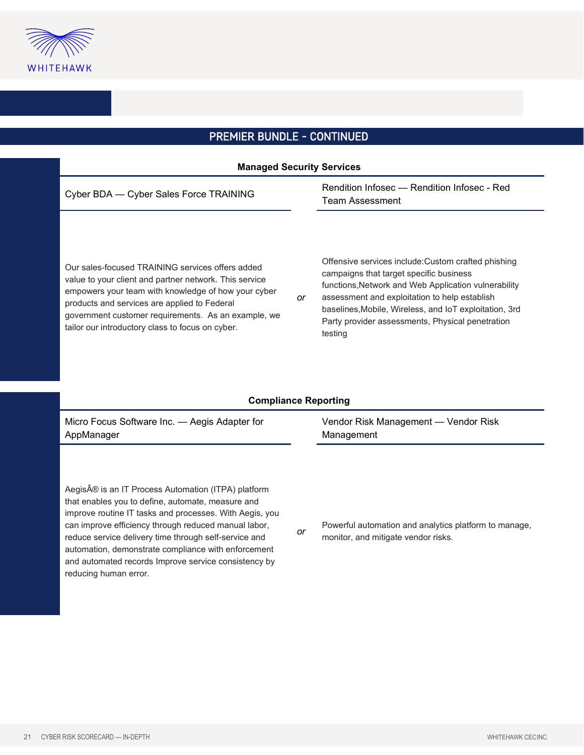## PREMIER BUNDLE - CONTINUED

### Managed Security Services

| Cyber BDA — Cyber Sales Force TRAINING | | Rendition Infosec — Rendition Infosec - Red Team Assessment |
|---|---|---|
| Our sales-focused TRAINING services offers added value to your client and partner network. This service empowers your team with knowledge of how your cyber products and services are applied to Federal government customer requirements. As an example, we tailor our introductory class to focus on cyber. | *or* | Offensive services include:Custom crafted phishing campaigns that target specific business functions,Network and Web Application vulnerability assessment and exploitation to help establish baselines,Mobile, Wireless, and IoT exploitation, 3rd Party provider assessments, Physical penetration testing |

### Compliance Reporting

| Micro Focus Software Inc. — Aegis Adapter for AppManager | | Vendor Risk Management — Vendor Risk Management |
|---|---|---|
| AegisÂ® is an IT Process Automation (ITPA) platform that enables you to define, automate, measure and improve routine IT tasks and processes. With Aegis, you can improve efficiency through reduced manual labor, reduce service delivery time through self-service and automation, demonstrate compliance with enforcement and automated records Improve service consistency by reducing human error. | *or* | Powerful automation and analytics platform to manage, monitor, and mitigate vendor risks. |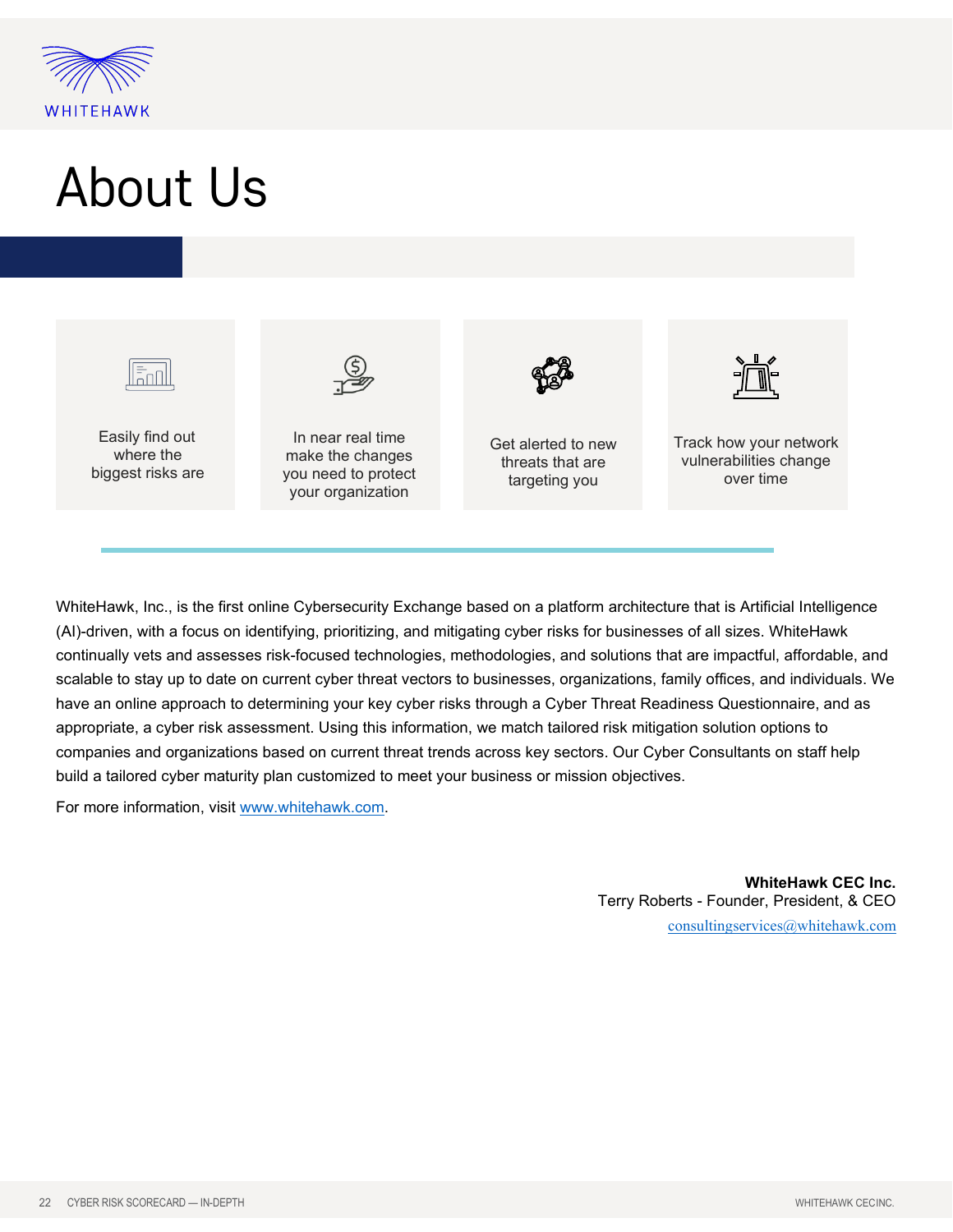# About Us

| Easily find out where the biggest risks are | In near real time make the changes you need to protect your organization | Get alerted to new threats that are targeting you | Track how your network vulnerabilities change over time |
|---|---|---|---|

WhiteHawk, Inc., is the first online Cybersecurity Exchange based on a platform architecture that is Artificial Intelligence (AI)-driven, with a focus on identifying, prioritizing, and mitigating cyber risks for businesses of all sizes. WhiteHawk continually vets and assesses risk-focused technologies, methodologies, and solutions that are impactful, affordable, and scalable to stay up to date on current cyber threat vectors to businesses, organizations, family offices, and individuals. We have an online approach to determining your key cyber risks through a Cyber Threat Readiness Questionnaire, and as appropriate, a cyber risk assessment. Using this information, we match tailored risk mitigation solution options to companies and organizations based on current threat trends across key sectors. Our Cyber Consultants on staff help build a tailored cyber maturity plan customized to meet your business or mission objectives.

For more information, visit www.whitehawk.com.

**WhiteHawk CEC Inc.**
Terry Roberts - Founder, President, & CEO
consultingservices@whitehawk.com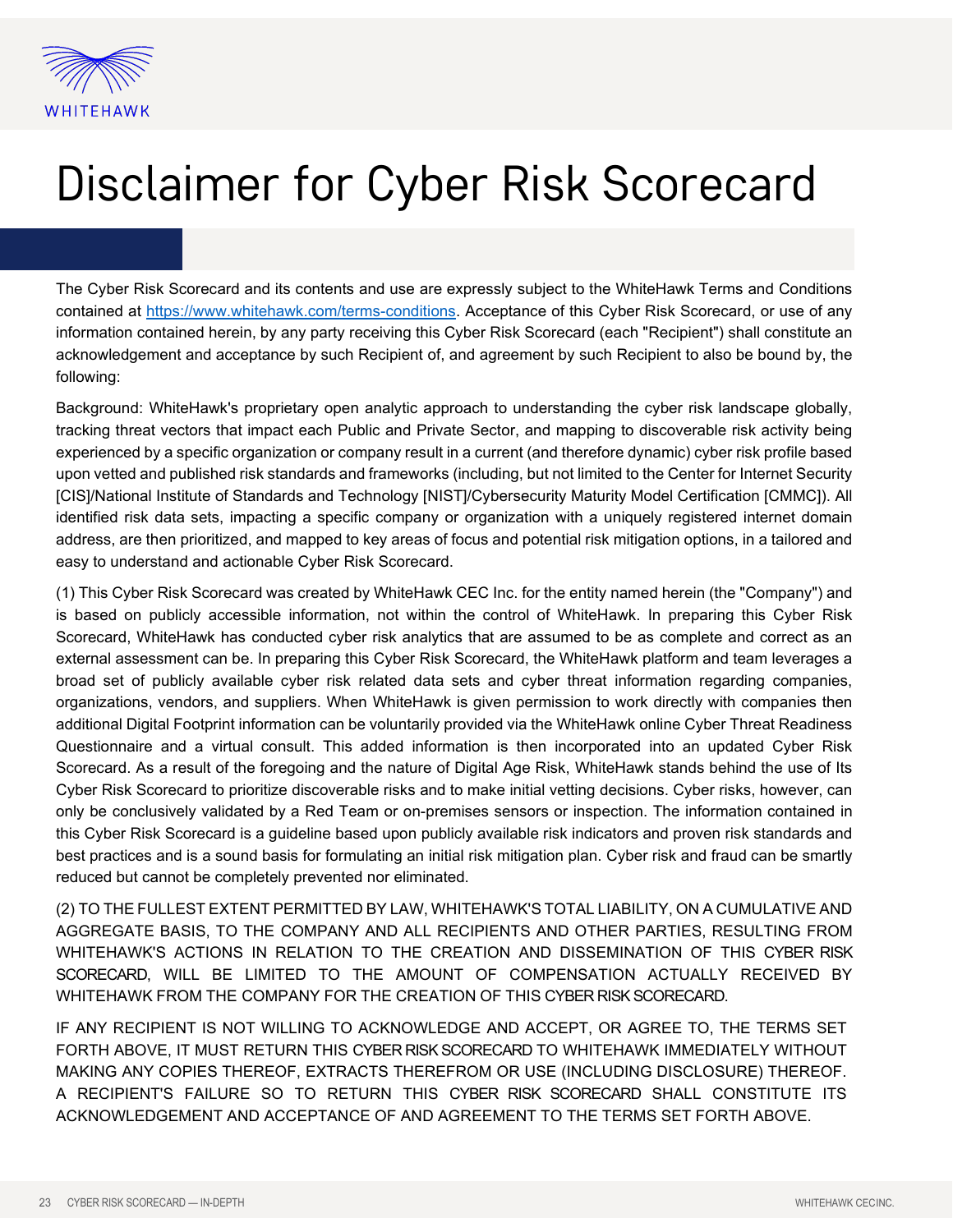# Disclaimer for Cyber Risk Scorecard

The Cyber Risk Scorecard and its contents and use are expressly subject to the WhiteHawk Terms and Conditions contained at [https://www.whitehawk.com/terms-conditions](https://www.whitehawk.com/terms-conditions). Acceptance of this Cyber Risk Scorecard, or use of any information contained herein, by any party receiving this Cyber Risk Scorecard (each "Recipient") shall constitute an acknowledgement and acceptance by such Recipient of, and agreement by such Recipient to also be bound by, the following:

Background: WhiteHawk's proprietary open analytic approach to understanding the cyber risk landscape globally, tracking threat vectors that impact each Public and Private Sector, and mapping to discoverable risk activity being experienced by a specific organization or company result in a current (and therefore dynamic) cyber risk profile based upon vetted and published risk standards and frameworks (including, but not limited to the Center for Internet Security [CIS]/National Institute of Standards and Technology [NIST]/Cybersecurity Maturity Model Certification [CMMC]). All identified risk data sets, impacting a specific company or organization with a uniquely registered internet domain address, are then prioritized, and mapped to key areas of focus and potential risk mitigation options, in a tailored and easy to understand and actionable Cyber Risk Scorecard.

(1) This Cyber Risk Scorecard was created by WhiteHawk CEC Inc. for the entity named herein (the "Company") and is based on publicly accessible information, not within the control of WhiteHawk. In preparing this Cyber Risk Scorecard, WhiteHawk has conducted cyber risk analytics that are assumed to be as complete and correct as an external assessment can be. In preparing this Cyber Risk Scorecard, the WhiteHawk platform and team leverages a broad set of publicly available cyber risk related data sets and cyber threat information regarding companies, organizations, vendors, and suppliers. When WhiteHawk is given permission to work directly with companies then additional Digital Footprint information can be voluntarily provided via the WhiteHawk online Cyber Threat Readiness Questionnaire and a virtual consult. This added information is then incorporated into an updated Cyber Risk Scorecard. As a result of the foregoing and the nature of Digital Age Risk, WhiteHawk stands behind the use of Its Cyber Risk Scorecard to prioritize discoverable risks and to make initial vetting decisions. Cyber risks, however, can only be conclusively validated by a Red Team or on-premises sensors or inspection. The information contained in this Cyber Risk Scorecard is a guideline based upon publicly available risk indicators and proven risk standards and best practices and is a sound basis for formulating an initial risk mitigation plan. Cyber risk and fraud can be smartly reduced but cannot be completely prevented nor eliminated.

(2) TO THE FULLEST EXTENT PERMITTED BY LAW, WHITEHAWK'S TOTAL LIABILITY, ON A CUMULATIVE AND AGGREGATE BASIS, TO THE COMPANY AND ALL RECIPIENTS AND OTHER PARTIES, RESULTING FROM WHITEHAWK'S ACTIONS IN RELATION TO THE CREATION AND DISSEMINATION OF THIS CYBER RISK SCORECARD, WILL BE LIMITED TO THE AMOUNT OF COMPENSATION ACTUALLY RECEIVED BY WHITEHAWK FROM THE COMPANY FOR THE CREATION OF THIS CYBER RISK SCORECARD.

IF ANY RECIPIENT IS NOT WILLING TO ACKNOWLEDGE AND ACCEPT, OR AGREE TO, THE TERMS SET FORTH ABOVE, IT MUST RETURN THIS CYBER RISK SCORECARD TO WHITEHAWK IMMEDIATELY WITHOUT MAKING ANY COPIES THEREOF, EXTRACTS THEREFROM OR USE (INCLUDING DISCLOSURE) THEREOF. A RECIPIENT'S FAILURE SO TO RETURN THIS CYBER RISK SCORECARD SHALL CONSTITUTE ITS ACKNOWLEDGEMENT AND ACCEPTANCE OF AND AGREEMENT TO THE TERMS SET FORTH ABOVE.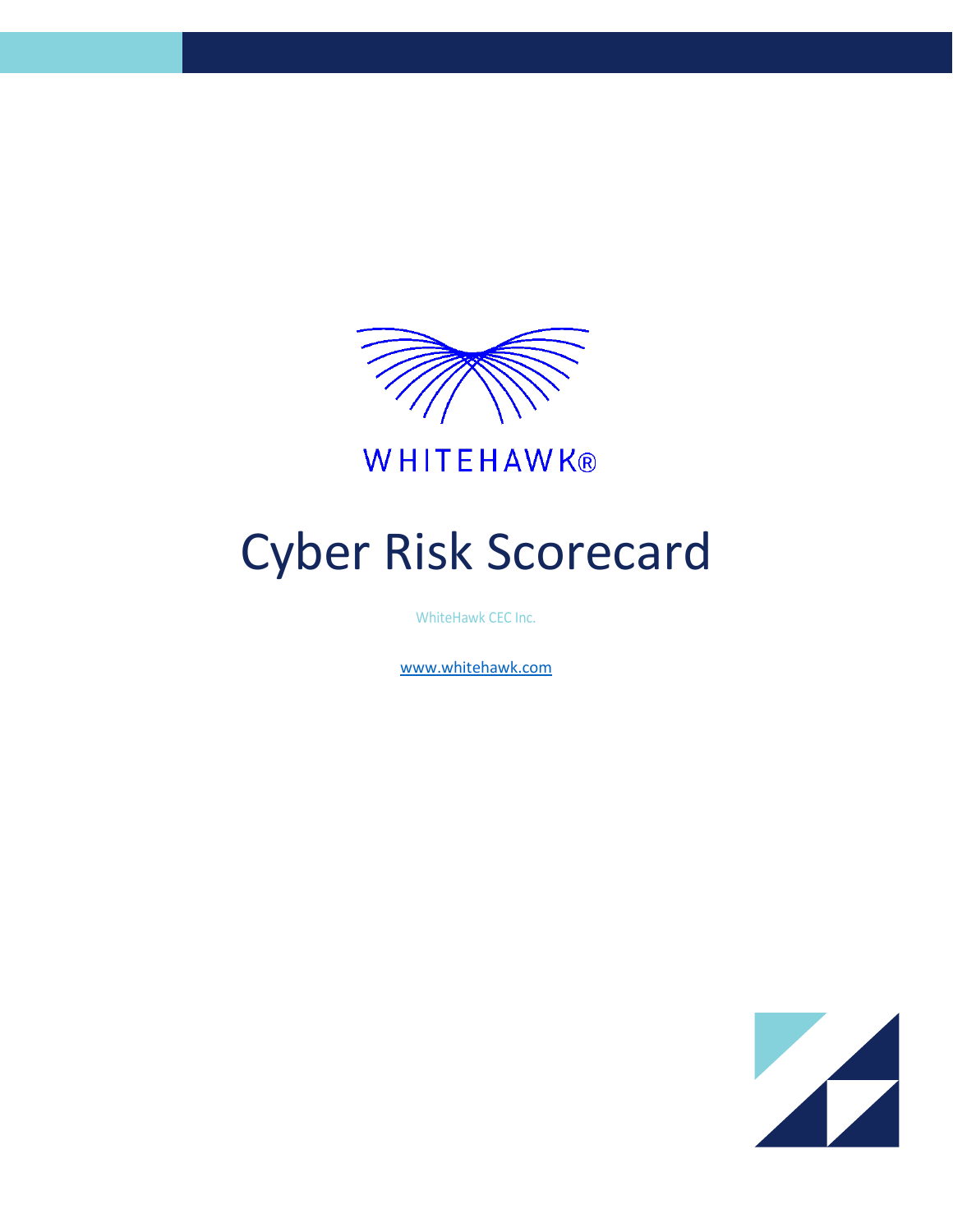WHITEHAWK®

# Cyber Risk Scorecard

WhiteHawk CEC Inc.

www.whitehawk.com